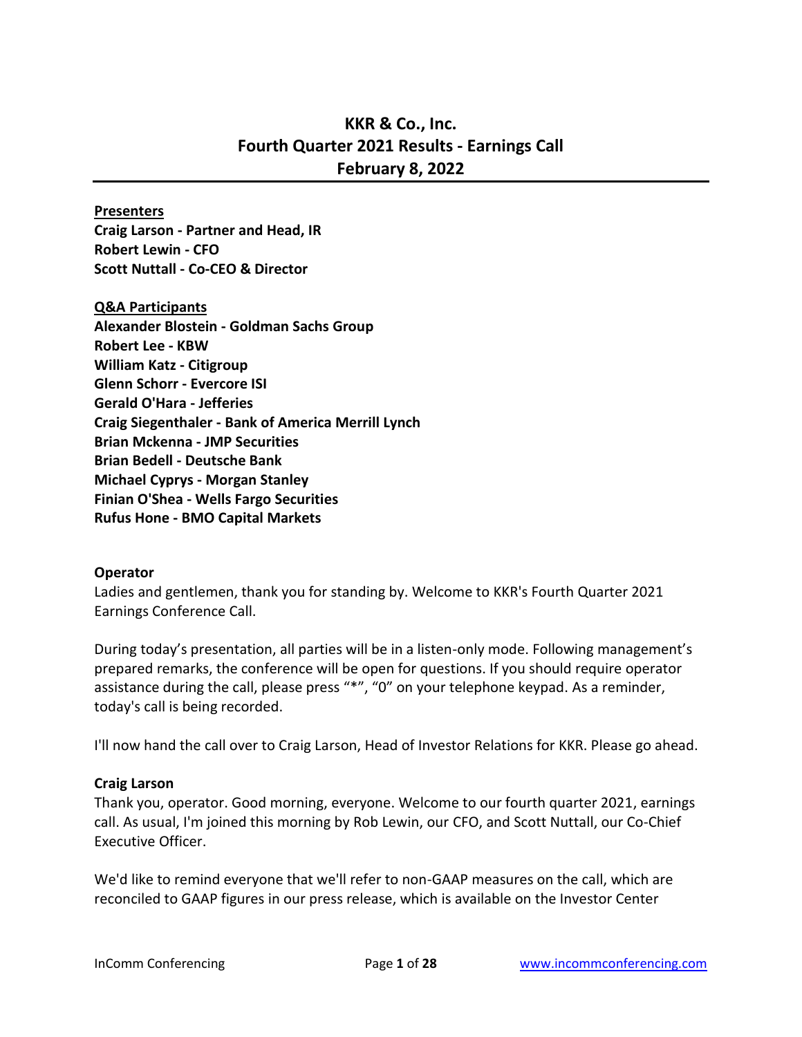# KKR & Co., Inc.
# Fourth Quarter 2021 Results - Earnings Call
# February 8, 2022

**Presenters**

**Craig Larson - Partner and Head, IR**
**Robert Lewin - CFO**
**Scott Nuttall - Co-CEO & Director**

**Q&A Participants**

**Alexander Blostein - Goldman Sachs Group**
**Robert Lee - KBW**
**William Katz - Citigroup**
**Glenn Schorr - Evercore ISI**
**Gerald O'Hara - Jefferies**
**Craig Siegenthaler - Bank of America Merrill Lynch**
**Brian Mckenna - JMP Securities**
**Brian Bedell - Deutsche Bank**
**Michael Cyprys - Morgan Stanley**
**Finian O'Shea - Wells Fargo Securities**
**Rufus Hone - BMO Capital Markets**

**Operator**

Ladies and gentlemen, thank you for standing by. Welcome to KKR's Fourth Quarter 2021 Earnings Conference Call.

During today's presentation, all parties will be in a listen-only mode. Following management's prepared remarks, the conference will be open for questions. If you should require operator assistance during the call, please press "*", "0" on your telephone keypad. As a reminder, today's call is being recorded.

I'll now hand the call over to Craig Larson, Head of Investor Relations for KKR. Please go ahead.

**Craig Larson**

Thank you, operator. Good morning, everyone. Welcome to our fourth quarter 2021, earnings call. As usual, I'm joined this morning by Rob Lewin, our CFO, and Scott Nuttall, our Co-Chief Executive Officer.

We'd like to remind everyone that we'll refer to non-GAAP measures on the call, which are reconciled to GAAP figures in our press release, which is available on the Investor Center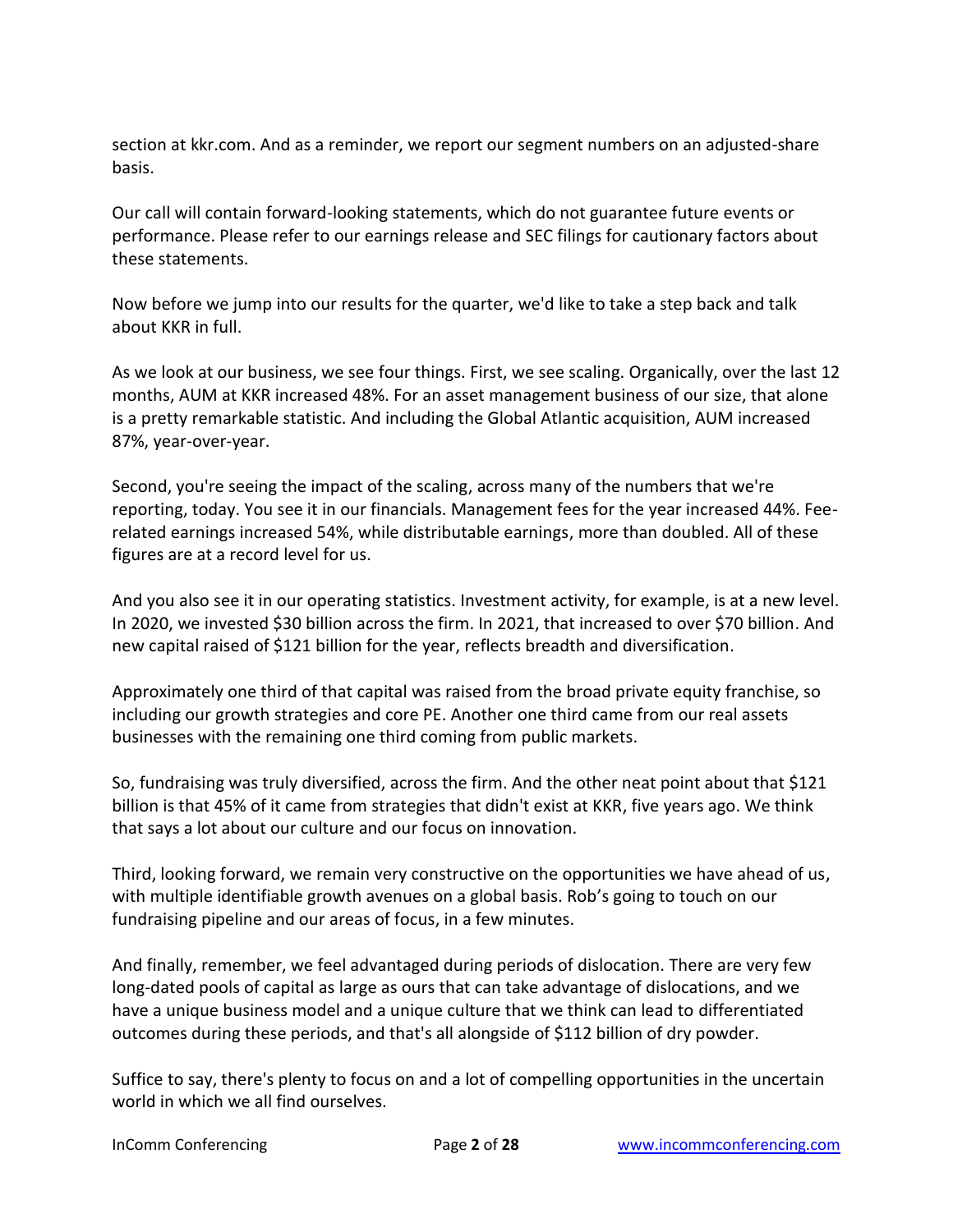section at kkr.com. And as a reminder, we report our segment numbers on an adjusted-share basis.

Our call will contain forward-looking statements, which do not guarantee future events or performance. Please refer to our earnings release and SEC filings for cautionary factors about these statements.

Now before we jump into our results for the quarter, we'd like to take a step back and talk about KKR in full.

As we look at our business, we see four things. First, we see scaling. Organically, over the last 12 months, AUM at KKR increased 48%. For an asset management business of our size, that alone is a pretty remarkable statistic. And including the Global Atlantic acquisition, AUM increased 87%, year-over-year.

Second, you're seeing the impact of the scaling, across many of the numbers that we're reporting, today. You see it in our financials. Management fees for the year increased 44%. Fee-related earnings increased 54%, while distributable earnings, more than doubled. All of these figures are at a record level for us.

And you also see it in our operating statistics. Investment activity, for example, is at a new level. In 2020, we invested $30 billion across the firm. In 2021, that increased to over $70 billion. And new capital raised of $121 billion for the year, reflects breadth and diversification.

Approximately one third of that capital was raised from the broad private equity franchise, so including our growth strategies and core PE. Another one third came from our real assets businesses with the remaining one third coming from public markets.

So, fundraising was truly diversified, across the firm. And the other neat point about that $121 billion is that 45% of it came from strategies that didn't exist at KKR, five years ago. We think that says a lot about our culture and our focus on innovation.

Third, looking forward, we remain very constructive on the opportunities we have ahead of us, with multiple identifiable growth avenues on a global basis. Rob's going to touch on our fundraising pipeline and our areas of focus, in a few minutes.

And finally, remember, we feel advantaged during periods of dislocation. There are very few long-dated pools of capital as large as ours that can take advantage of dislocations, and we have a unique business model and a unique culture that we think can lead to differentiated outcomes during these periods, and that's all alongside of $112 billion of dry powder.

Suffice to say, there's plenty to focus on and a lot of compelling opportunities in the uncertain world in which we all find ourselves.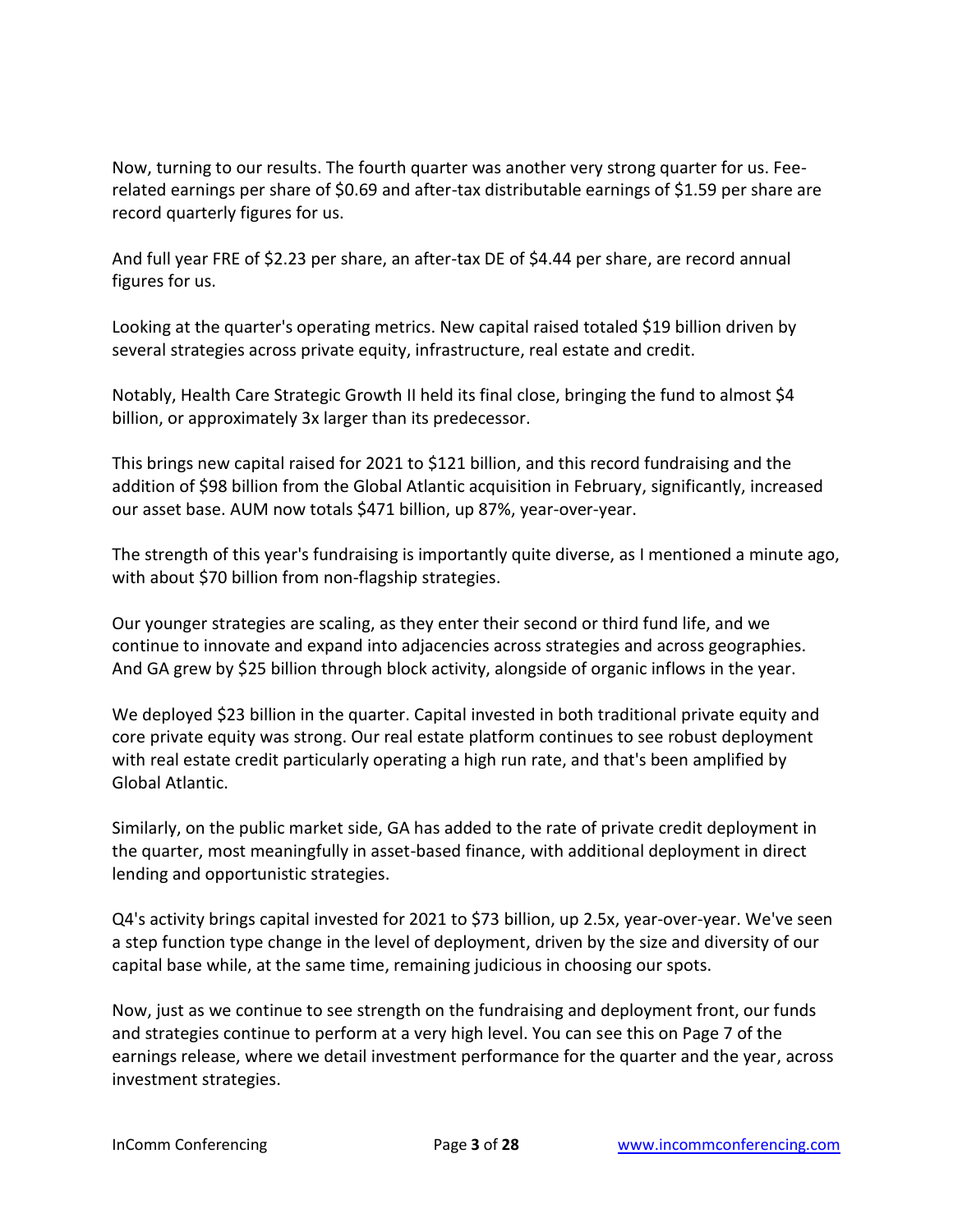Now, turning to our results. The fourth quarter was another very strong quarter for us. Fee-related earnings per share of $0.69 and after-tax distributable earnings of $1.59 per share are record quarterly figures for us.

And full year FRE of $2.23 per share, an after-tax DE of $4.44 per share, are record annual figures for us.

Looking at the quarter's operating metrics. New capital raised totaled $19 billion driven by several strategies across private equity, infrastructure, real estate and credit.

Notably, Health Care Strategic Growth II held its final close, bringing the fund to almost $4 billion, or approximately 3x larger than its predecessor.

This brings new capital raised for 2021 to $121 billion, and this record fundraising and the addition of $98 billion from the Global Atlantic acquisition in February, significantly, increased our asset base. AUM now totals $471 billion, up 87%, year-over-year.

The strength of this year's fundraising is importantly quite diverse, as I mentioned a minute ago, with about $70 billion from non-flagship strategies.

Our younger strategies are scaling, as they enter their second or third fund life, and we continue to innovate and expand into adjacencies across strategies and across geographies. And GA grew by $25 billion through block activity, alongside of organic inflows in the year.

We deployed $23 billion in the quarter. Capital invested in both traditional private equity and core private equity was strong. Our real estate platform continues to see robust deployment with real estate credit particularly operating a high run rate, and that's been amplified by Global Atlantic.

Similarly, on the public market side, GA has added to the rate of private credit deployment in the quarter, most meaningfully in asset-based finance, with additional deployment in direct lending and opportunistic strategies.

Q4's activity brings capital invested for 2021 to $73 billion, up 2.5x, year-over-year. We've seen a step function type change in the level of deployment, driven by the size and diversity of our capital base while, at the same time, remaining judicious in choosing our spots.

Now, just as we continue to see strength on the fundraising and deployment front, our funds and strategies continue to perform at a very high level. You can see this on Page 7 of the earnings release, where we detail investment performance for the quarter and the year, across investment strategies.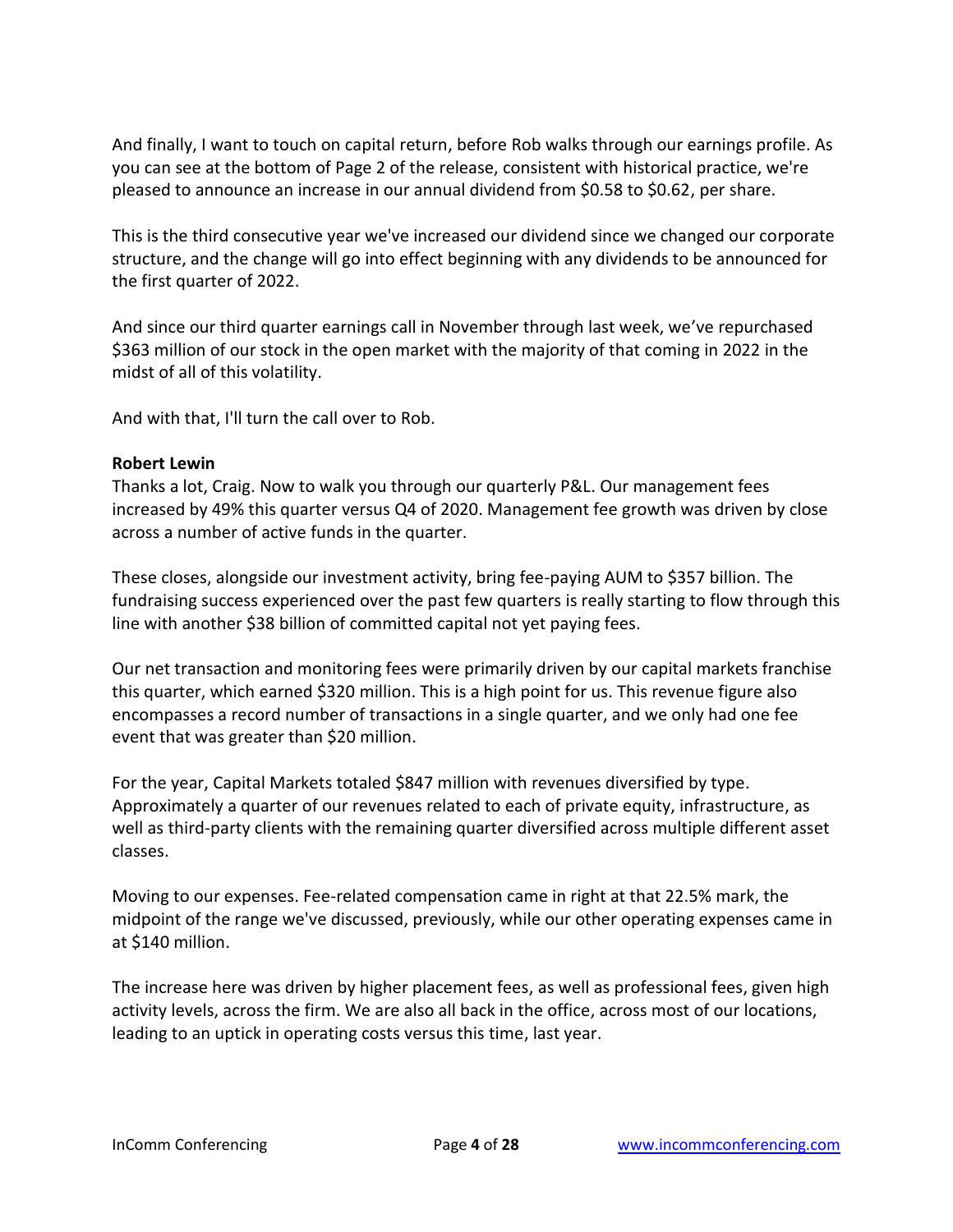And finally, I want to touch on capital return, before Rob walks through our earnings profile. As you can see at the bottom of Page 2 of the release, consistent with historical practice, we're pleased to announce an increase in our annual dividend from $0.58 to $0.62, per share.

This is the third consecutive year we've increased our dividend since we changed our corporate structure, and the change will go into effect beginning with any dividends to be announced for the first quarter of 2022.

And since our third quarter earnings call in November through last week, we've repurchased $363 million of our stock in the open market with the majority of that coming in 2022 in the midst of all of this volatility.

And with that, I'll turn the call over to Rob.

**Robert Lewin**
Thanks a lot, Craig. Now to walk you through our quarterly P&L. Our management fees increased by 49% this quarter versus Q4 of 2020. Management fee growth was driven by close across a number of active funds in the quarter.

These closes, alongside our investment activity, bring fee-paying AUM to $357 billion. The fundraising success experienced over the past few quarters is really starting to flow through this line with another $38 billion of committed capital not yet paying fees.

Our net transaction and monitoring fees were primarily driven by our capital markets franchise this quarter, which earned $320 million. This is a high point for us. This revenue figure also encompasses a record number of transactions in a single quarter, and we only had one fee event that was greater than $20 million.

For the year, Capital Markets totaled $847 million with revenues diversified by type. Approximately a quarter of our revenues related to each of private equity, infrastructure, as well as third-party clients with the remaining quarter diversified across multiple different asset classes.

Moving to our expenses. Fee-related compensation came in right at that 22.5% mark, the midpoint of the range we've discussed, previously, while our other operating expenses came in at $140 million.

The increase here was driven by higher placement fees, as well as professional fees, given high activity levels, across the firm. We are also all back in the office, across most of our locations, leading to an uptick in operating costs versus this time, last year.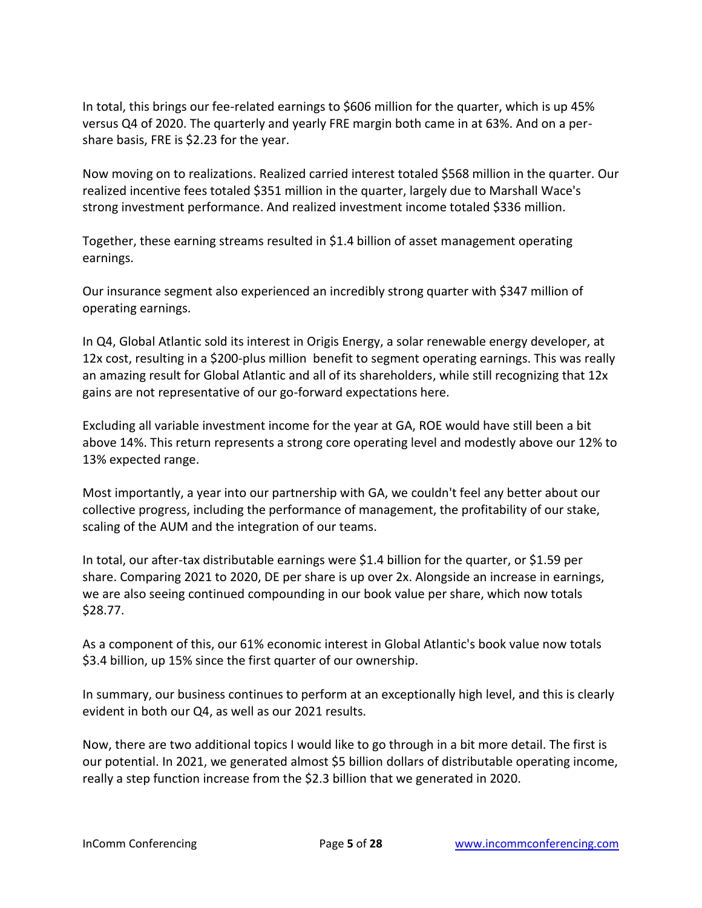In total, this brings our fee-related earnings to $606 million for the quarter, which is up 45% versus Q4 of 2020. The quarterly and yearly FRE margin both came in at 63%. And on a per-share basis, FRE is $2.23 for the year.

Now moving on to realizations. Realized carried interest totaled $568 million in the quarter. Our realized incentive fees totaled $351 million in the quarter, largely due to Marshall Wace's strong investment performance. And realized investment income totaled $336 million.

Together, these earning streams resulted in $1.4 billion of asset management operating earnings.

Our insurance segment also experienced an incredibly strong quarter with $347 million of operating earnings.

In Q4, Global Atlantic sold its interest in Origis Energy, a solar renewable energy developer, at 12x cost, resulting in a $200-plus million benefit to segment operating earnings. This was really an amazing result for Global Atlantic and all of its shareholders, while still recognizing that 12x gains are not representative of our go-forward expectations here.

Excluding all variable investment income for the year at GA, ROE would have still been a bit above 14%. This return represents a strong core operating level and modestly above our 12% to 13% expected range.

Most importantly, a year into our partnership with GA, we couldn't feel any better about our collective progress, including the performance of management, the profitability of our stake, scaling of the AUM and the integration of our teams.

In total, our after-tax distributable earnings were $1.4 billion for the quarter, or $1.59 per share. Comparing 2021 to 2020, DE per share is up over 2x. Alongside an increase in earnings, we are also seeing continued compounding in our book value per share, which now totals $28.77.

As a component of this, our 61% economic interest in Global Atlantic's book value now totals $3.4 billion, up 15% since the first quarter of our ownership.

In summary, our business continues to perform at an exceptionally high level, and this is clearly evident in both our Q4, as well as our 2021 results.

Now, there are two additional topics I would like to go through in a bit more detail. The first is our potential. In 2021, we generated almost $5 billion dollars of distributable operating income, really a step function increase from the $2.3 billion that we generated in 2020.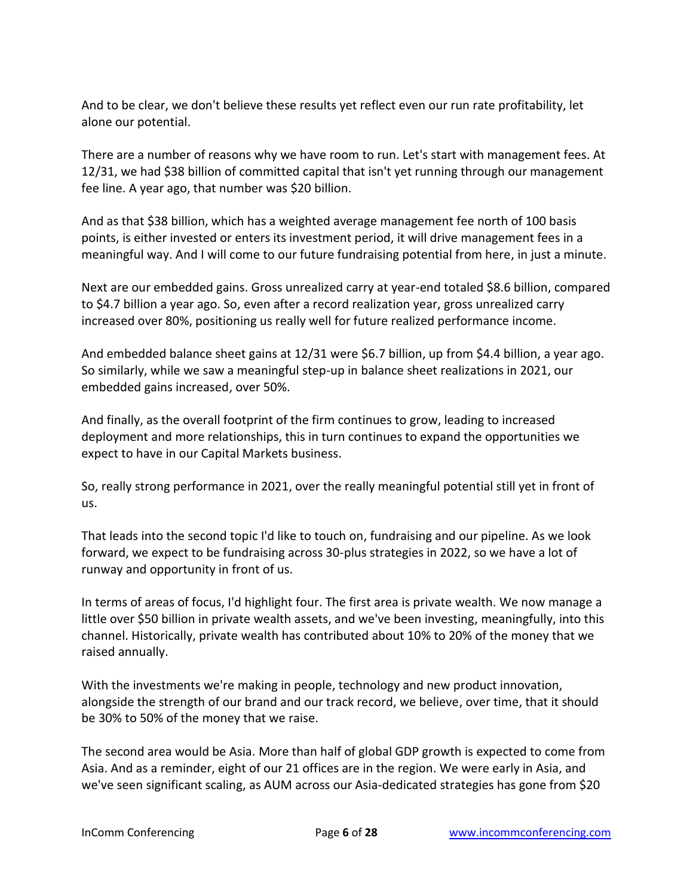And to be clear, we don't believe these results yet reflect even our run rate profitability, let alone our potential.

There are a number of reasons why we have room to run. Let's start with management fees. At 12/31, we had $38 billion of committed capital that isn't yet running through our management fee line. A year ago, that number was $20 billion.

And as that $38 billion, which has a weighted average management fee north of 100 basis points, is either invested or enters its investment period, it will drive management fees in a meaningful way. And I will come to our future fundraising potential from here, in just a minute.

Next are our embedded gains. Gross unrealized carry at year-end totaled $8.6 billion, compared to $4.7 billion a year ago. So, even after a record realization year, gross unrealized carry increased over 80%, positioning us really well for future realized performance income.

And embedded balance sheet gains at 12/31 were $6.7 billion, up from $4.4 billion, a year ago. So similarly, while we saw a meaningful step-up in balance sheet realizations in 2021, our embedded gains increased, over 50%.

And finally, as the overall footprint of the firm continues to grow, leading to increased deployment and more relationships, this in turn continues to expand the opportunities we expect to have in our Capital Markets business.

So, really strong performance in 2021, over the really meaningful potential still yet in front of us.

That leads into the second topic I'd like to touch on, fundraising and our pipeline. As we look forward, we expect to be fundraising across 30-plus strategies in 2022, so we have a lot of runway and opportunity in front of us.

In terms of areas of focus, I'd highlight four. The first area is private wealth. We now manage a little over $50 billion in private wealth assets, and we've been investing, meaningfully, into this channel. Historically, private wealth has contributed about 10% to 20% of the money that we raised annually.

With the investments we're making in people, technology and new product innovation, alongside the strength of our brand and our track record, we believe, over time, that it should be 30% to 50% of the money that we raise.

The second area would be Asia. More than half of global GDP growth is expected to come from Asia. And as a reminder, eight of our 21 offices are in the region. We were early in Asia, and we've seen significant scaling, as AUM across our Asia-dedicated strategies has gone from $20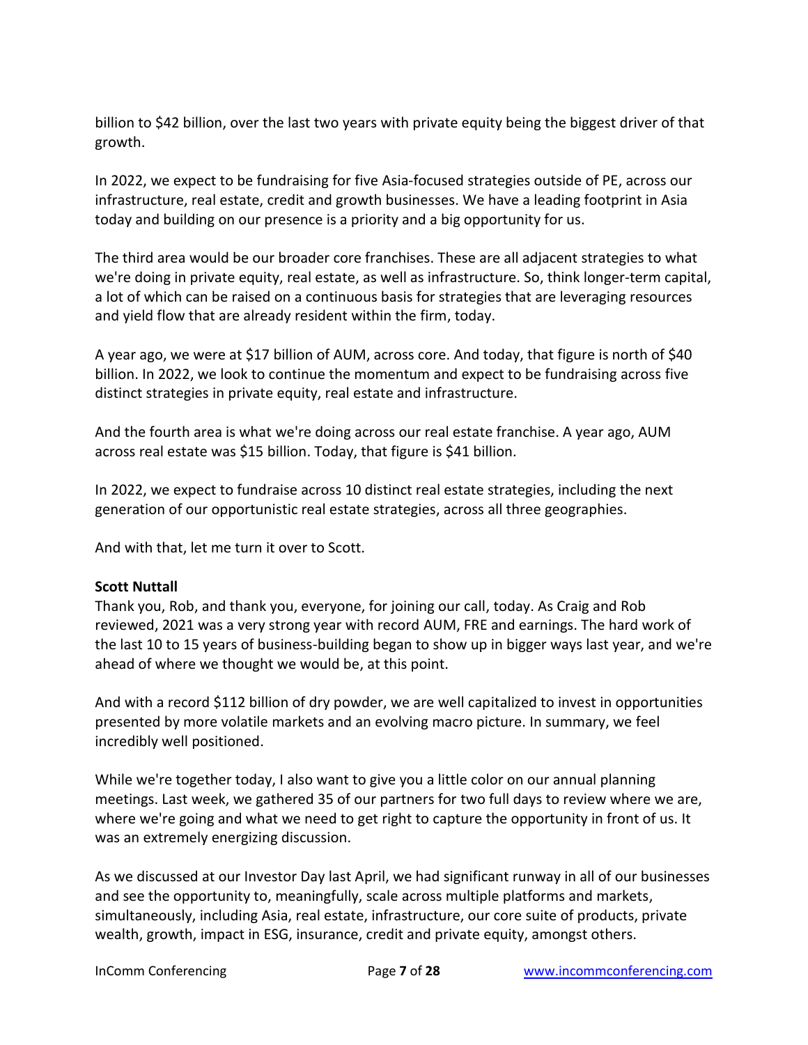billion to $42 billion, over the last two years with private equity being the biggest driver of that growth.

In 2022, we expect to be fundraising for five Asia-focused strategies outside of PE, across our infrastructure, real estate, credit and growth businesses. We have a leading footprint in Asia today and building on our presence is a priority and a big opportunity for us.

The third area would be our broader core franchises. These are all adjacent strategies to what we're doing in private equity, real estate, as well as infrastructure. So, think longer-term capital, a lot of which can be raised on a continuous basis for strategies that are leveraging resources and yield flow that are already resident within the firm, today.

A year ago, we were at $17 billion of AUM, across core. And today, that figure is north of $40 billion. In 2022, we look to continue the momentum and expect to be fundraising across five distinct strategies in private equity, real estate and infrastructure.

And the fourth area is what we're doing across our real estate franchise. A year ago, AUM across real estate was $15 billion. Today, that figure is $41 billion.

In 2022, we expect to fundraise across 10 distinct real estate strategies, including the next generation of our opportunistic real estate strategies, across all three geographies.

And with that, let me turn it over to Scott.

**Scott Nuttall**
Thank you, Rob, and thank you, everyone, for joining our call, today. As Craig and Rob reviewed, 2021 was a very strong year with record AUM, FRE and earnings. The hard work of the last 10 to 15 years of business-building began to show up in bigger ways last year, and we're ahead of where we thought we would be, at this point.

And with a record $112 billion of dry powder, we are well capitalized to invest in opportunities presented by more volatile markets and an evolving macro picture. In summary, we feel incredibly well positioned.

While we're together today, I also want to give you a little color on our annual planning meetings. Last week, we gathered 35 of our partners for two full days to review where we are, where we're going and what we need to get right to capture the opportunity in front of us. It was an extremely energizing discussion.

As we discussed at our Investor Day last April, we had significant runway in all of our businesses and see the opportunity to, meaningfully, scale across multiple platforms and markets, simultaneously, including Asia, real estate, infrastructure, our core suite of products, private wealth, growth, impact in ESG, insurance, credit and private equity, amongst others.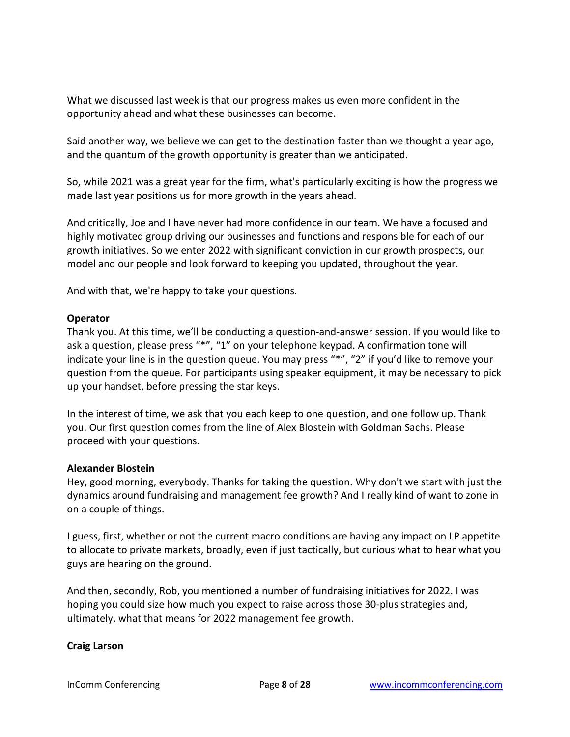What we discussed last week is that our progress makes us even more confident in the opportunity ahead and what these businesses can become.

Said another way, we believe we can get to the destination faster than we thought a year ago, and the quantum of the growth opportunity is greater than we anticipated.

So, while 2021 was a great year for the firm, what's particularly exciting is how the progress we made last year positions us for more growth in the years ahead.

And critically, Joe and I have never had more confidence in our team. We have a focused and highly motivated group driving our businesses and functions and responsible for each of our growth initiatives. So we enter 2022 with significant conviction in our growth prospects, our model and our people and look forward to keeping you updated, throughout the year.

And with that, we're happy to take your questions.

**Operator**
Thank you. At this time, we'll be conducting a question-and-answer session. If you would like to ask a question, please press "*", "1" on your telephone keypad. A confirmation tone will indicate your line is in the question queue. You may press "*", "2" if you'd like to remove your question from the queue. For participants using speaker equipment, it may be necessary to pick up your handset, before pressing the star keys.

In the interest of time, we ask that you each keep to one question, and one follow up. Thank you. Our first question comes from the line of Alex Blostein with Goldman Sachs. Please proceed with your questions.

**Alexander Blostein**
Hey, good morning, everybody. Thanks for taking the question. Why don't we start with just the dynamics around fundraising and management fee growth? And I really kind of want to zone in on a couple of things.

I guess, first, whether or not the current macro conditions are having any impact on LP appetite to allocate to private markets, broadly, even if just tactically, but curious what to hear what you guys are hearing on the ground.

And then, secondly, Rob, you mentioned a number of fundraising initiatives for 2022. I was hoping you could size how much you expect to raise across those 30-plus strategies and, ultimately, what that means for 2022 management fee growth.

**Craig Larson**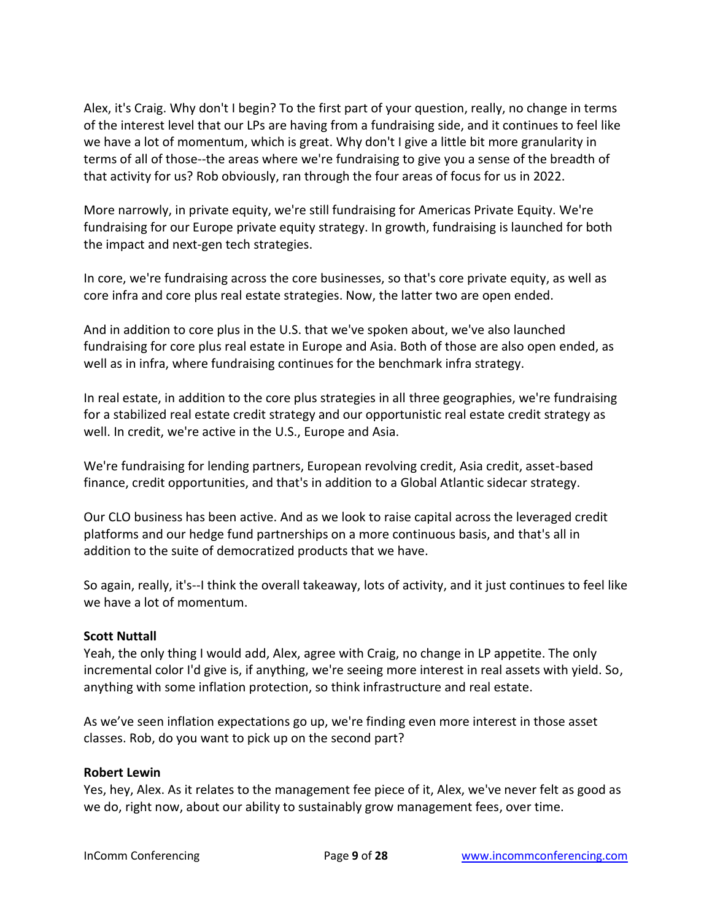Alex, it's Craig. Why don't I begin? To the first part of your question, really, no change in terms of the interest level that our LPs are having from a fundraising side, and it continues to feel like we have a lot of momentum, which is great. Why don't I give a little bit more granularity in terms of all of those--the areas where we're fundraising to give you a sense of the breadth of that activity for us? Rob obviously, ran through the four areas of focus for us in 2022.

More narrowly, in private equity, we're still fundraising for Americas Private Equity. We're fundraising for our Europe private equity strategy. In growth, fundraising is launched for both the impact and next-gen tech strategies.

In core, we're fundraising across the core businesses, so that's core private equity, as well as core infra and core plus real estate strategies. Now, the latter two are open ended.

And in addition to core plus in the U.S. that we've spoken about, we've also launched fundraising for core plus real estate in Europe and Asia. Both of those are also open ended, as well as in infra, where fundraising continues for the benchmark infra strategy.

In real estate, in addition to the core plus strategies in all three geographies, we're fundraising for a stabilized real estate credit strategy and our opportunistic real estate credit strategy as well. In credit, we're active in the U.S., Europe and Asia.

We're fundraising for lending partners, European revolving credit, Asia credit, asset-based finance, credit opportunities, and that's in addition to a Global Atlantic sidecar strategy.

Our CLO business has been active. And as we look to raise capital across the leveraged credit platforms and our hedge fund partnerships on a more continuous basis, and that's all in addition to the suite of democratized products that we have.

So again, really, it's--I think the overall takeaway, lots of activity, and it just continues to feel like we have a lot of momentum.

**Scott Nuttall**
Yeah, the only thing I would add, Alex, agree with Craig, no change in LP appetite. The only incremental color I'd give is, if anything, we're seeing more interest in real assets with yield. So, anything with some inflation protection, so think infrastructure and real estate.

As we've seen inflation expectations go up, we're finding even more interest in those asset classes. Rob, do you want to pick up on the second part?

**Robert Lewin**
Yes, hey, Alex. As it relates to the management fee piece of it, Alex, we've never felt as good as we do, right now, about our ability to sustainably grow management fees, over time.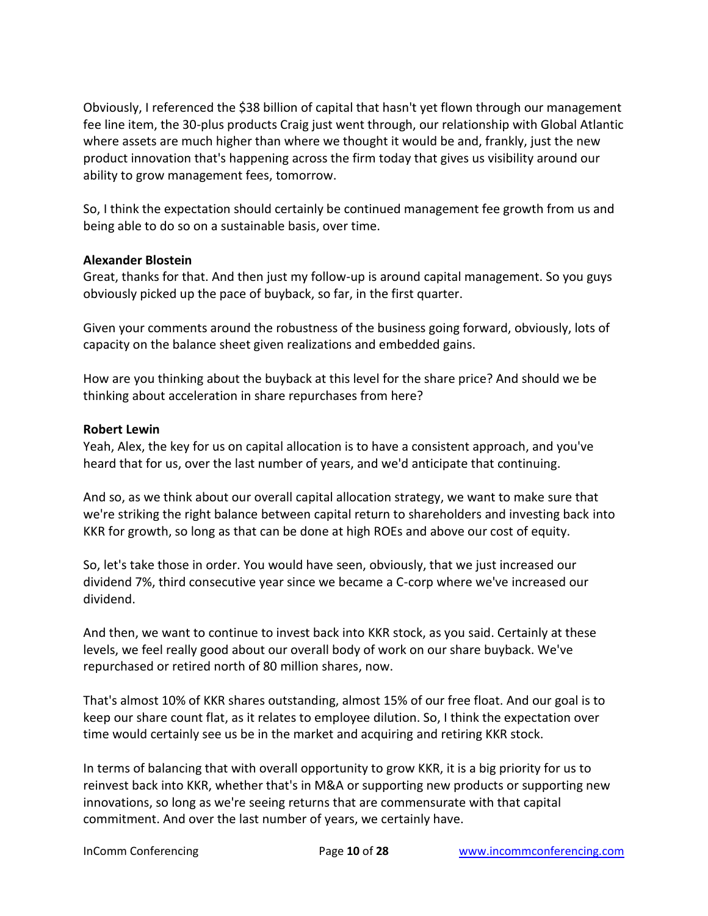Obviously, I referenced the $38 billion of capital that hasn't yet flown through our management fee line item, the 30-plus products Craig just went through, our relationship with Global Atlantic where assets are much higher than where we thought it would be and, frankly, just the new product innovation that's happening across the firm today that gives us visibility around our ability to grow management fees, tomorrow.

So, I think the expectation should certainly be continued management fee growth from us and being able to do so on a sustainable basis, over time.

**Alexander Blostein**
Great, thanks for that. And then just my follow-up is around capital management. So you guys obviously picked up the pace of buyback, so far, in the first quarter.

Given your comments around the robustness of the business going forward, obviously, lots of capacity on the balance sheet given realizations and embedded gains.

How are you thinking about the buyback at this level for the share price? And should we be thinking about acceleration in share repurchases from here?

**Robert Lewin**
Yeah, Alex, the key for us on capital allocation is to have a consistent approach, and you've heard that for us, over the last number of years, and we'd anticipate that continuing.

And so, as we think about our overall capital allocation strategy, we want to make sure that we're striking the right balance between capital return to shareholders and investing back into KKR for growth, so long as that can be done at high ROEs and above our cost of equity.

So, let's take those in order. You would have seen, obviously, that we just increased our dividend 7%, third consecutive year since we became a C-corp where we've increased our dividend.

And then, we want to continue to invest back into KKR stock, as you said. Certainly at these levels, we feel really good about our overall body of work on our share buyback. We've repurchased or retired north of 80 million shares, now.

That's almost 10% of KKR shares outstanding, almost 15% of our free float. And our goal is to keep our share count flat, as it relates to employee dilution. So, I think the expectation over time would certainly see us be in the market and acquiring and retiring KKR stock.

In terms of balancing that with overall opportunity to grow KKR, it is a big priority for us to reinvest back into KKR, whether that's in M&A or supporting new products or supporting new innovations, so long as we're seeing returns that are commensurate with that capital commitment. And over the last number of years, we certainly have.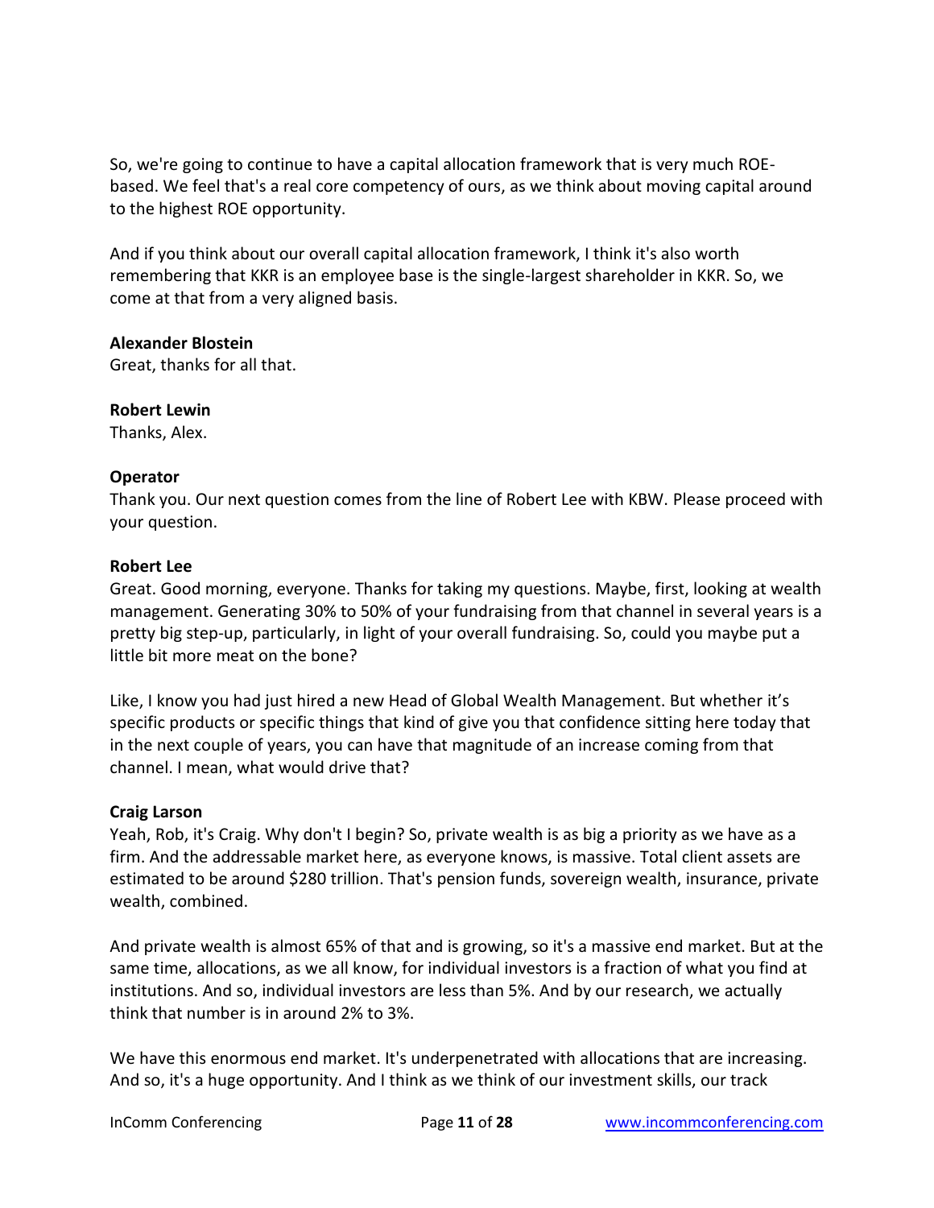So, we're going to continue to have a capital allocation framework that is very much ROE-based. We feel that's a real core competency of ours, as we think about moving capital around to the highest ROE opportunity.

And if you think about our overall capital allocation framework, I think it's also worth remembering that KKR is an employee base is the single-largest shareholder in KKR. So, we come at that from a very aligned basis.

**Alexander Blostein**
Great, thanks for all that.

**Robert Lewin**
Thanks, Alex.

**Operator**
Thank you. Our next question comes from the line of Robert Lee with KBW. Please proceed with your question.

**Robert Lee**
Great. Good morning, everyone. Thanks for taking my questions. Maybe, first, looking at wealth management. Generating 30% to 50% of your fundraising from that channel in several years is a pretty big step-up, particularly, in light of your overall fundraising. So, could you maybe put a little bit more meat on the bone?

Like, I know you had just hired a new Head of Global Wealth Management. But whether it's specific products or specific things that kind of give you that confidence sitting here today that in the next couple of years, you can have that magnitude of an increase coming from that channel. I mean, what would drive that?

**Craig Larson**
Yeah, Rob, it's Craig. Why don't I begin? So, private wealth is as big a priority as we have as a firm. And the addressable market here, as everyone knows, is massive. Total client assets are estimated to be around $280 trillion. That's pension funds, sovereign wealth, insurance, private wealth, combined.

And private wealth is almost 65% of that and is growing, so it's a massive end market. But at the same time, allocations, as we all know, for individual investors is a fraction of what you find at institutions. And so, individual investors are less than 5%. And by our research, we actually think that number is in around 2% to 3%.

We have this enormous end market. It's underpenetrated with allocations that are increasing. And so, it's a huge opportunity. And I think as we think of our investment skills, our track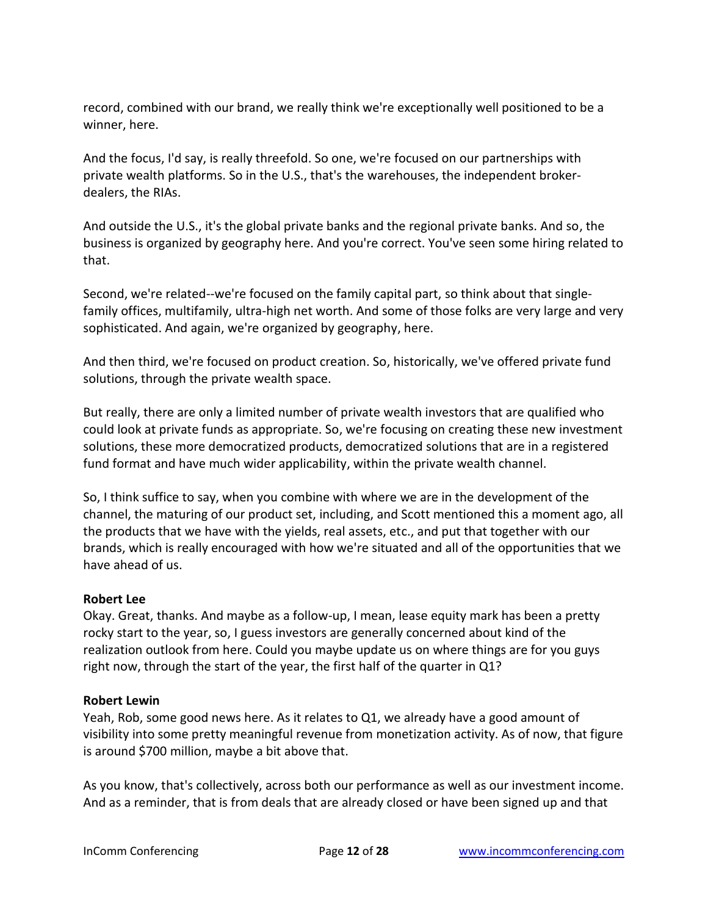record, combined with our brand, we really think we're exceptionally well positioned to be a winner, here.

And the focus, I'd say, is really threefold. So one, we're focused on our partnerships with private wealth platforms. So in the U.S., that's the warehouses, the independent broker-dealers, the RIAs.

And outside the U.S., it's the global private banks and the regional private banks. And so, the business is organized by geography here. And you're correct. You've seen some hiring related to that.

Second, we're related--we're focused on the family capital part, so think about that single-family offices, multifamily, ultra-high net worth. And some of those folks are very large and very sophisticated. And again, we're organized by geography, here.

And then third, we're focused on product creation. So, historically, we've offered private fund solutions, through the private wealth space.

But really, there are only a limited number of private wealth investors that are qualified who could look at private funds as appropriate. So, we're focusing on creating these new investment solutions, these more democratized products, democratized solutions that are in a registered fund format and have much wider applicability, within the private wealth channel.

So, I think suffice to say, when you combine with where we are in the development of the channel, the maturing of our product set, including, and Scott mentioned this a moment ago, all the products that we have with the yields, real assets, etc., and put that together with our brands, which is really encouraged with how we're situated and all of the opportunities that we have ahead of us.

**Robert Lee**
Okay. Great, thanks. And maybe as a follow-up, I mean, lease equity mark has been a pretty rocky start to the year, so, I guess investors are generally concerned about kind of the realization outlook from here. Could you maybe update us on where things are for you guys right now, through the start of the year, the first half of the quarter in Q1?

**Robert Lewin**
Yeah, Rob, some good news here. As it relates to Q1, we already have a good amount of visibility into some pretty meaningful revenue from monetization activity. As of now, that figure is around $700 million, maybe a bit above that.

As you know, that's collectively, across both our performance as well as our investment income. And as a reminder, that is from deals that are already closed or have been signed up and that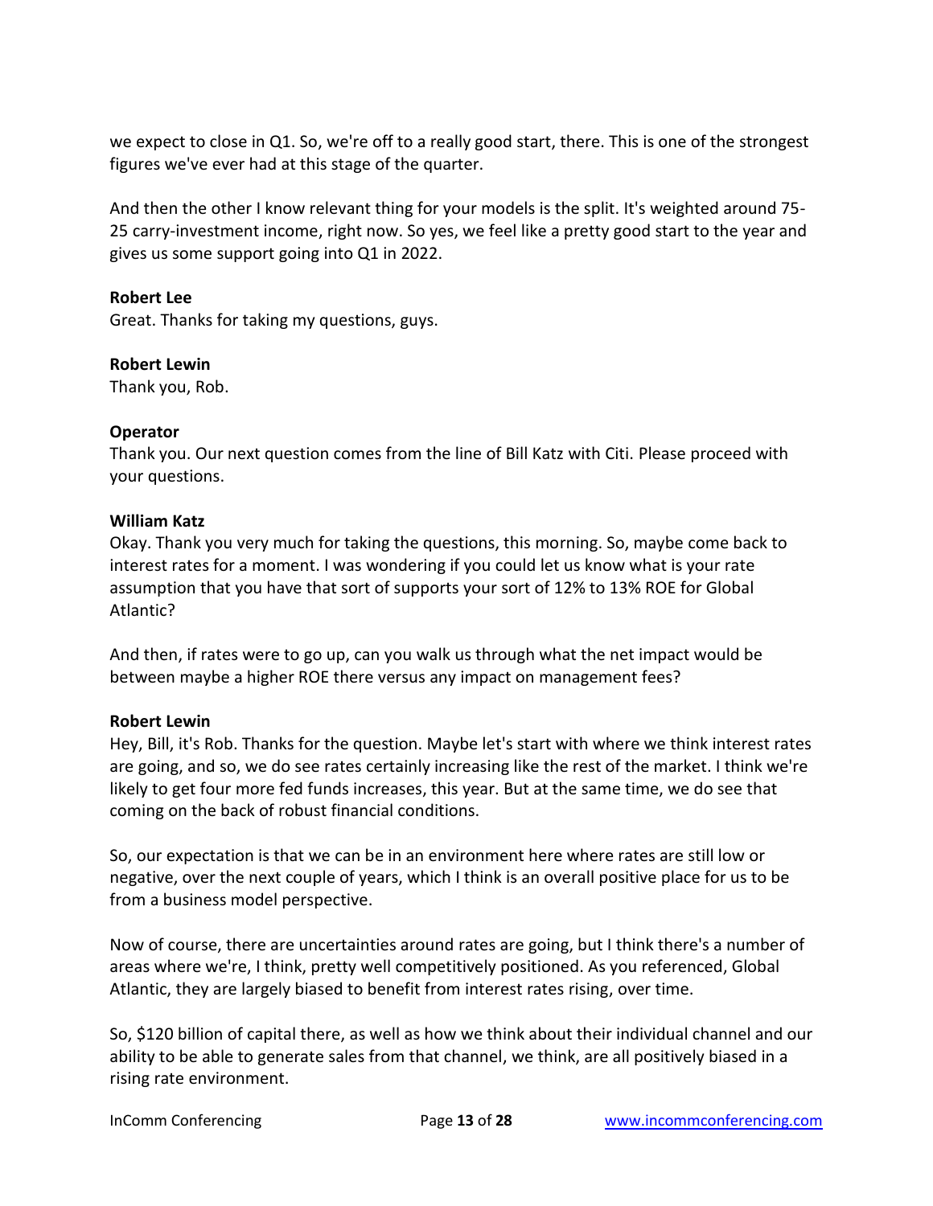we expect to close in Q1. So, we're off to a really good start, there. This is one of the strongest figures we've ever had at this stage of the quarter.

And then the other I know relevant thing for your models is the split. It's weighted around 75-25 carry-investment income, right now. So yes, we feel like a pretty good start to the year and gives us some support going into Q1 in 2022.

**Robert Lee**
Great. Thanks for taking my questions, guys.

**Robert Lewin**
Thank you, Rob.

**Operator**
Thank you. Our next question comes from the line of Bill Katz with Citi. Please proceed with your questions.

**William Katz**
Okay. Thank you very much for taking the questions, this morning. So, maybe come back to interest rates for a moment. I was wondering if you could let us know what is your rate assumption that you have that sort of supports your sort of 12% to 13% ROE for Global Atlantic?

And then, if rates were to go up, can you walk us through what the net impact would be between maybe a higher ROE there versus any impact on management fees?

**Robert Lewin**
Hey, Bill, it's Rob. Thanks for the question. Maybe let's start with where we think interest rates are going, and so, we do see rates certainly increasing like the rest of the market. I think we're likely to get four more fed funds increases, this year. But at the same time, we do see that coming on the back of robust financial conditions.

So, our expectation is that we can be in an environment here where rates are still low or negative, over the next couple of years, which I think is an overall positive place for us to be from a business model perspective.

Now of course, there are uncertainties around rates are going, but I think there's a number of areas where we're, I think, pretty well competitively positioned. As you referenced, Global Atlantic, they are largely biased to benefit from interest rates rising, over time.

So, $120 billion of capital there, as well as how we think about their individual channel and our ability to be able to generate sales from that channel, we think, are all positively biased in a rising rate environment.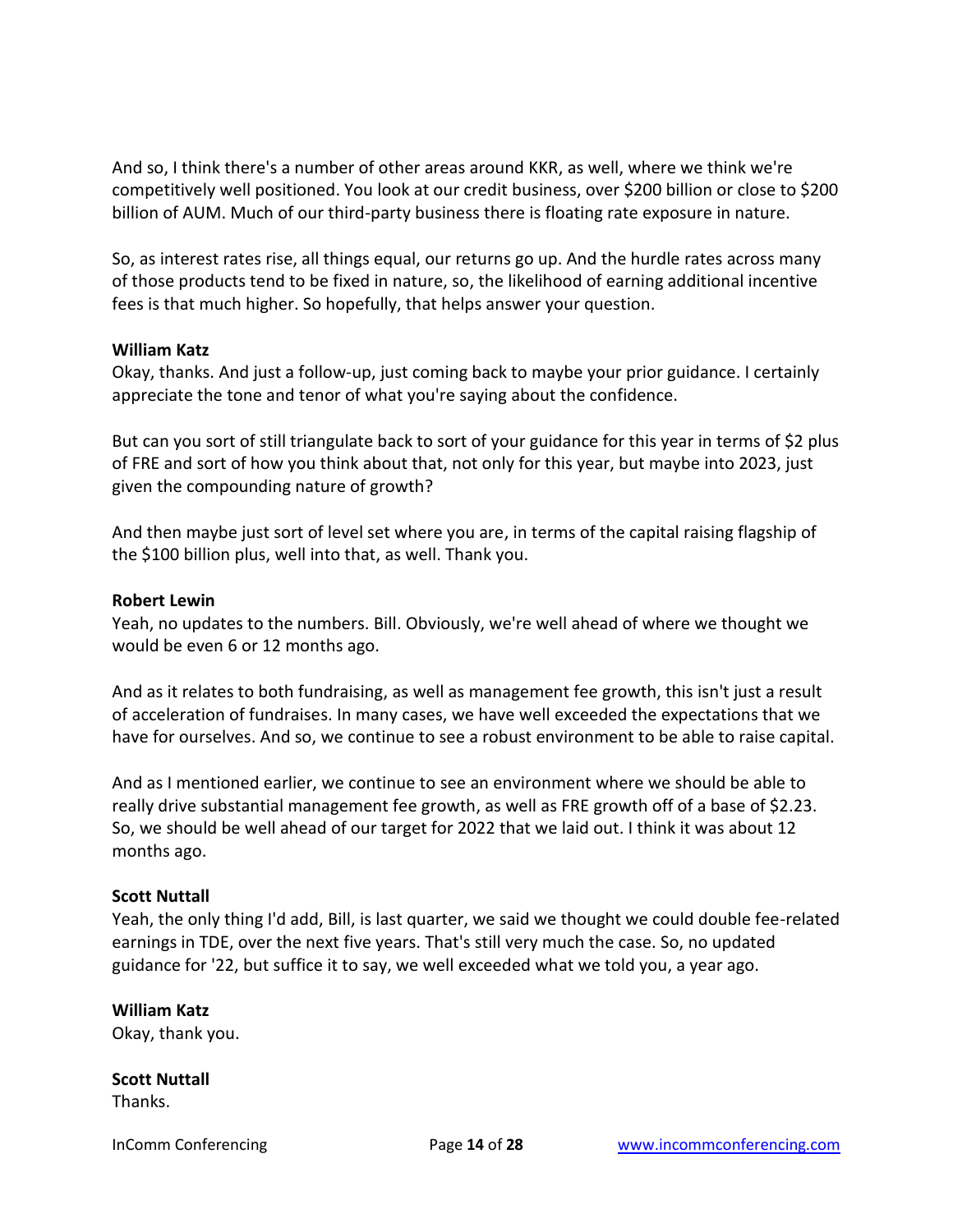And so, I think there's a number of other areas around KKR, as well, where we think we're competitively well positioned. You look at our credit business, over $200 billion or close to $200 billion of AUM. Much of our third-party business there is floating rate exposure in nature.

So, as interest rates rise, all things equal, our returns go up. And the hurdle rates across many of those products tend to be fixed in nature, so, the likelihood of earning additional incentive fees is that much higher. So hopefully, that helps answer your question.

**William Katz**
Okay, thanks. And just a follow-up, just coming back to maybe your prior guidance. I certainly appreciate the tone and tenor of what you're saying about the confidence.

But can you sort of still triangulate back to sort of your guidance for this year in terms of $2 plus of FRE and sort of how you think about that, not only for this year, but maybe into 2023, just given the compounding nature of growth?

And then maybe just sort of level set where you are, in terms of the capital raising flagship of the $100 billion plus, well into that, as well. Thank you.

**Robert Lewin**
Yeah, no updates to the numbers. Bill. Obviously, we're well ahead of where we thought we would be even 6 or 12 months ago.

And as it relates to both fundraising, as well as management fee growth, this isn't just a result of acceleration of fundraises. In many cases, we have well exceeded the expectations that we have for ourselves. And so, we continue to see a robust environment to be able to raise capital.

And as I mentioned earlier, we continue to see an environment where we should be able to really drive substantial management fee growth, as well as FRE growth off of a base of $2.23. So, we should be well ahead of our target for 2022 that we laid out. I think it was about 12 months ago.

**Scott Nuttall**
Yeah, the only thing I'd add, Bill, is last quarter, we said we thought we could double fee-related earnings in TDE, over the next five years. That's still very much the case. So, no updated guidance for '22, but suffice it to say, we well exceeded what we told you, a year ago.

**William Katz**
Okay, thank you.

**Scott Nuttall**
Thanks.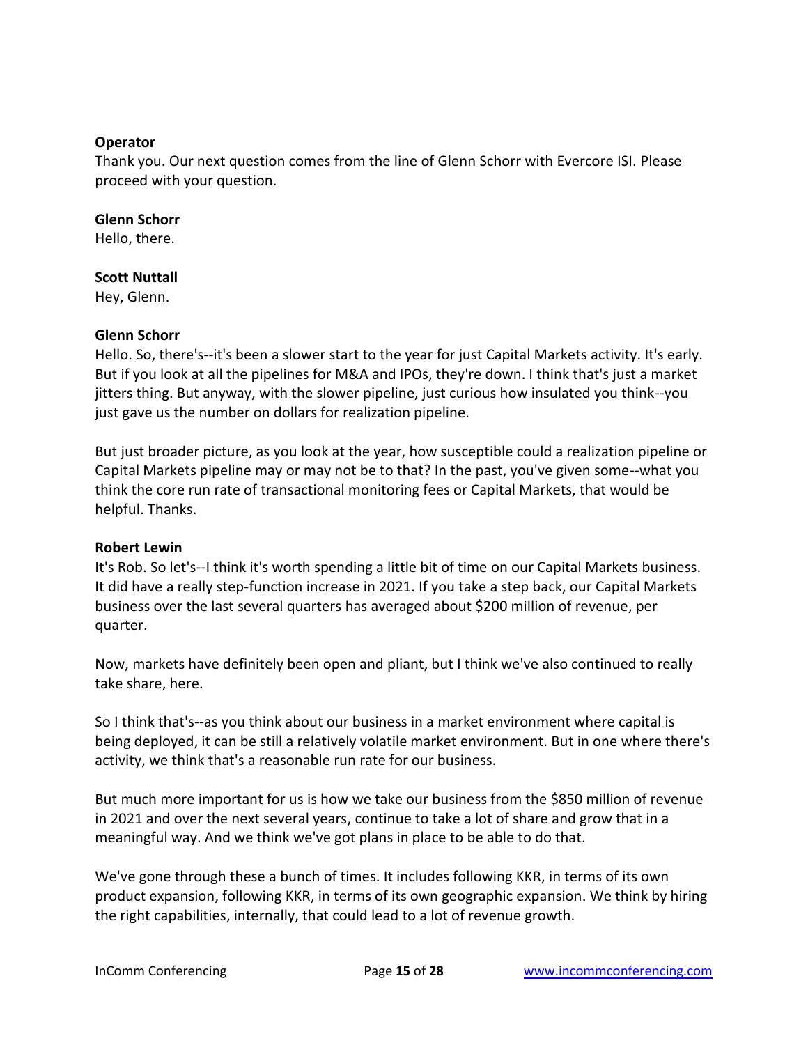**Operator**
Thank you. Our next question comes from the line of Glenn Schorr with Evercore ISI. Please proceed with your question.

**Glenn Schorr**
Hello, there.

**Scott Nuttall**
Hey, Glenn.

**Glenn Schorr**
Hello. So, there's--it's been a slower start to the year for just Capital Markets activity. It's early. But if you look at all the pipelines for M&A and IPOs, they're down. I think that's just a market jitters thing. But anyway, with the slower pipeline, just curious how insulated you think--you just gave us the number on dollars for realization pipeline.

But just broader picture, as you look at the year, how susceptible could a realization pipeline or Capital Markets pipeline may or may not be to that? In the past, you've given some--what you think the core run rate of transactional monitoring fees or Capital Markets, that would be helpful. Thanks.

**Robert Lewin**
It's Rob. So let's--I think it's worth spending a little bit of time on our Capital Markets business. It did have a really step-function increase in 2021. If you take a step back, our Capital Markets business over the last several quarters has averaged about $200 million of revenue, per quarter.

Now, markets have definitely been open and pliant, but I think we've also continued to really take share, here.

So I think that's--as you think about our business in a market environment where capital is being deployed, it can be still a relatively volatile market environment. But in one where there's activity, we think that's a reasonable run rate for our business.

But much more important for us is how we take our business from the $850 million of revenue in 2021 and over the next several years, continue to take a lot of share and grow that in a meaningful way. And we think we've got plans in place to be able to do that.

We've gone through these a bunch of times. It includes following KKR, in terms of its own product expansion, following KKR, in terms of its own geographic expansion. We think by hiring the right capabilities, internally, that could lead to a lot of revenue growth.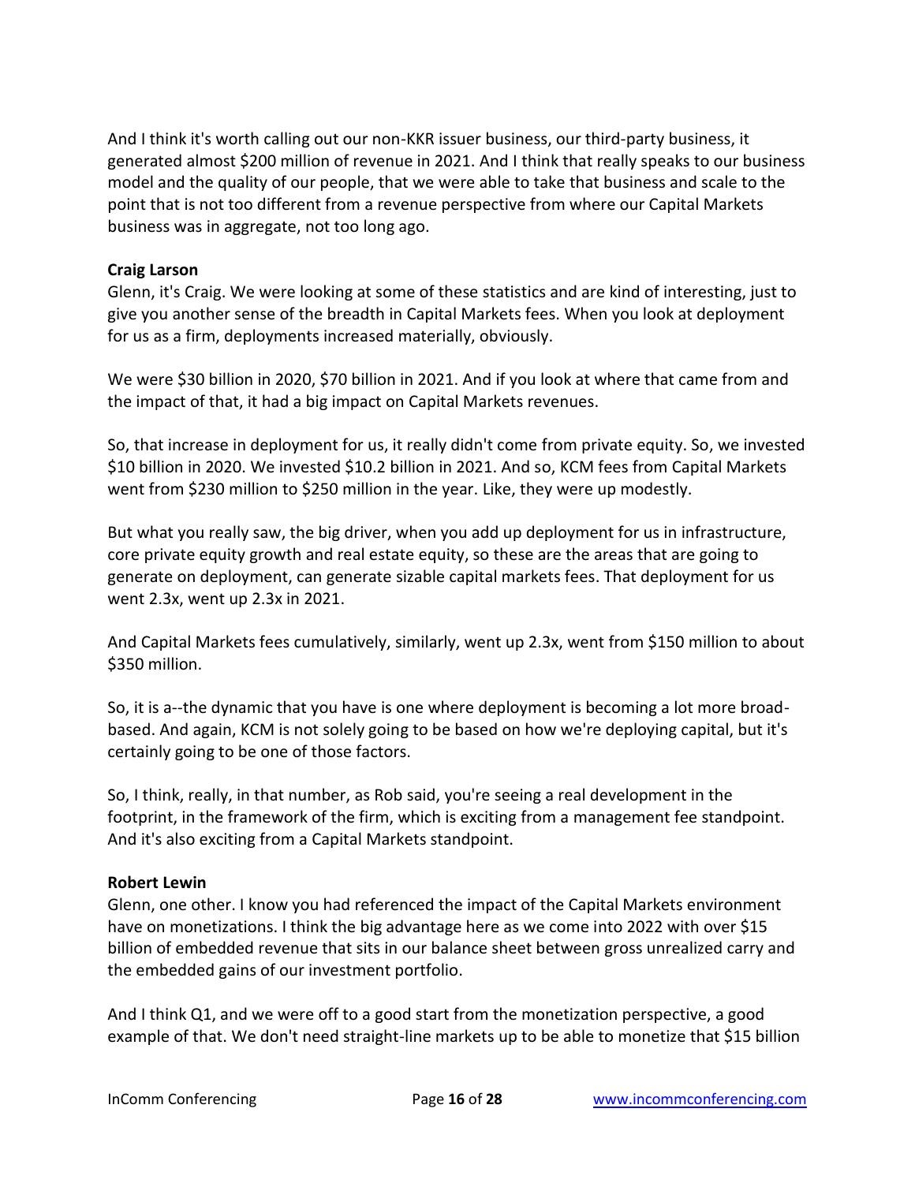And I think it's worth calling out our non-KKR issuer business, our third-party business, it generated almost $200 million of revenue in 2021. And I think that really speaks to our business model and the quality of our people, that we were able to take that business and scale to the point that is not too different from a revenue perspective from where our Capital Markets business was in aggregate, not too long ago.

**Craig Larson**

Glenn, it's Craig. We were looking at some of these statistics and are kind of interesting, just to give you another sense of the breadth in Capital Markets fees. When you look at deployment for us as a firm, deployments increased materially, obviously.

We were $30 billion in 2020, $70 billion in 2021. And if you look at where that came from and the impact of that, it had a big impact on Capital Markets revenues.

So, that increase in deployment for us, it really didn't come from private equity. So, we invested $10 billion in 2020. We invested $10.2 billion in 2021. And so, KCM fees from Capital Markets went from $230 million to $250 million in the year. Like, they were up modestly.

But what you really saw, the big driver, when you add up deployment for us in infrastructure, core private equity growth and real estate equity, so these are the areas that are going to generate on deployment, can generate sizable capital markets fees. That deployment for us went 2.3x, went up 2.3x in 2021.

And Capital Markets fees cumulatively, similarly, went up 2.3x, went from $150 million to about $350 million.

So, it is a--the dynamic that you have is one where deployment is becoming a lot more broad-based. And again, KCM is not solely going to be based on how we're deploying capital, but it's certainly going to be one of those factors.

So, I think, really, in that number, as Rob said, you're seeing a real development in the footprint, in the framework of the firm, which is exciting from a management fee standpoint. And it's also exciting from a Capital Markets standpoint.

**Robert Lewin**

Glenn, one other. I know you had referenced the impact of the Capital Markets environment have on monetizations. I think the big advantage here as we come into 2022 with over $15 billion of embedded revenue that sits in our balance sheet between gross unrealized carry and the embedded gains of our investment portfolio.

And I think Q1, and we were off to a good start from the monetization perspective, a good example of that. We don't need straight-line markets up to be able to monetize that $15 billion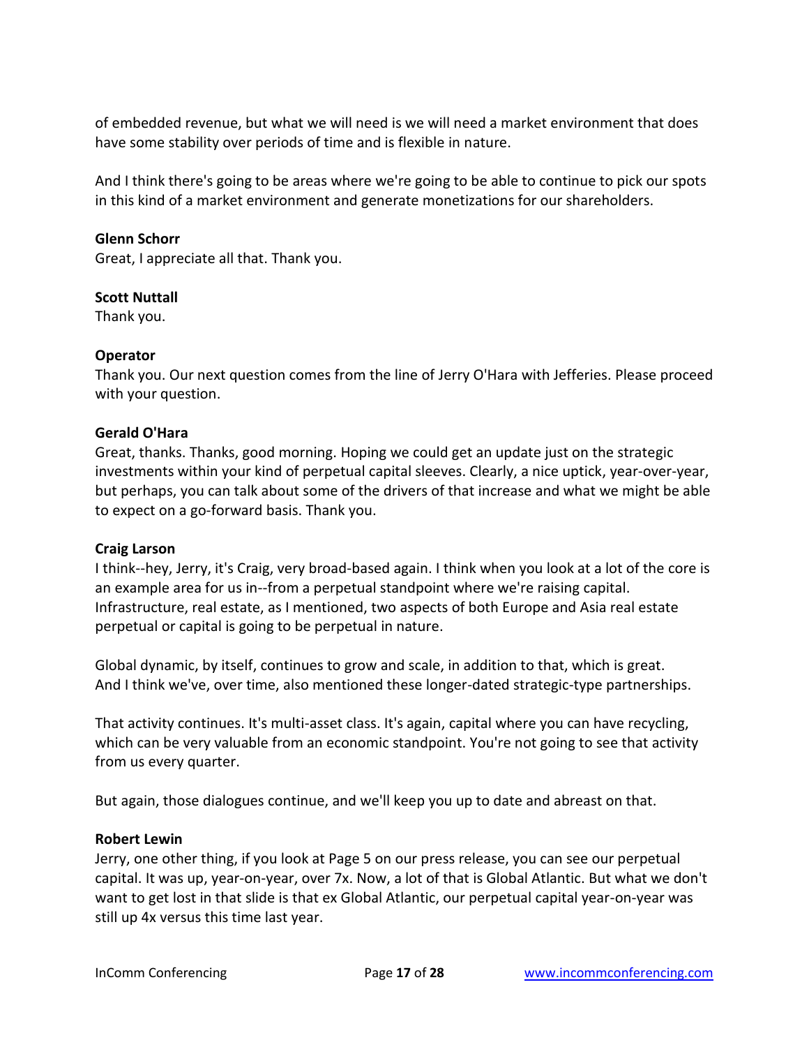of embedded revenue, but what we will need is we will need a market environment that does have some stability over periods of time and is flexible in nature.

And I think there's going to be areas where we're going to be able to continue to pick our spots in this kind of a market environment and generate monetizations for our shareholders.

**Glenn Schorr**
Great, I appreciate all that. Thank you.

**Scott Nuttall**
Thank you.

**Operator**
Thank you. Our next question comes from the line of Jerry O'Hara with Jefferies. Please proceed with your question.

**Gerald O'Hara**
Great, thanks. Thanks, good morning. Hoping we could get an update just on the strategic investments within your kind of perpetual capital sleeves. Clearly, a nice uptick, year-over-year, but perhaps, you can talk about some of the drivers of that increase and what we might be able to expect on a go-forward basis. Thank you.

**Craig Larson**
I think--hey, Jerry, it's Craig, very broad-based again. I think when you look at a lot of the core is an example area for us in--from a perpetual standpoint where we're raising capital. Infrastructure, real estate, as I mentioned, two aspects of both Europe and Asia real estate perpetual or capital is going to be perpetual in nature.

Global dynamic, by itself, continues to grow and scale, in addition to that, which is great. And I think we've, over time, also mentioned these longer-dated strategic-type partnerships.

That activity continues. It's multi-asset class. It's again, capital where you can have recycling, which can be very valuable from an economic standpoint. You're not going to see that activity from us every quarter.

But again, those dialogues continue, and we'll keep you up to date and abreast on that.

**Robert Lewin**
Jerry, one other thing, if you look at Page 5 on our press release, you can see our perpetual capital. It was up, year-on-year, over 7x. Now, a lot of that is Global Atlantic. But what we don't want to get lost in that slide is that ex Global Atlantic, our perpetual capital year-on-year was still up 4x versus this time last year.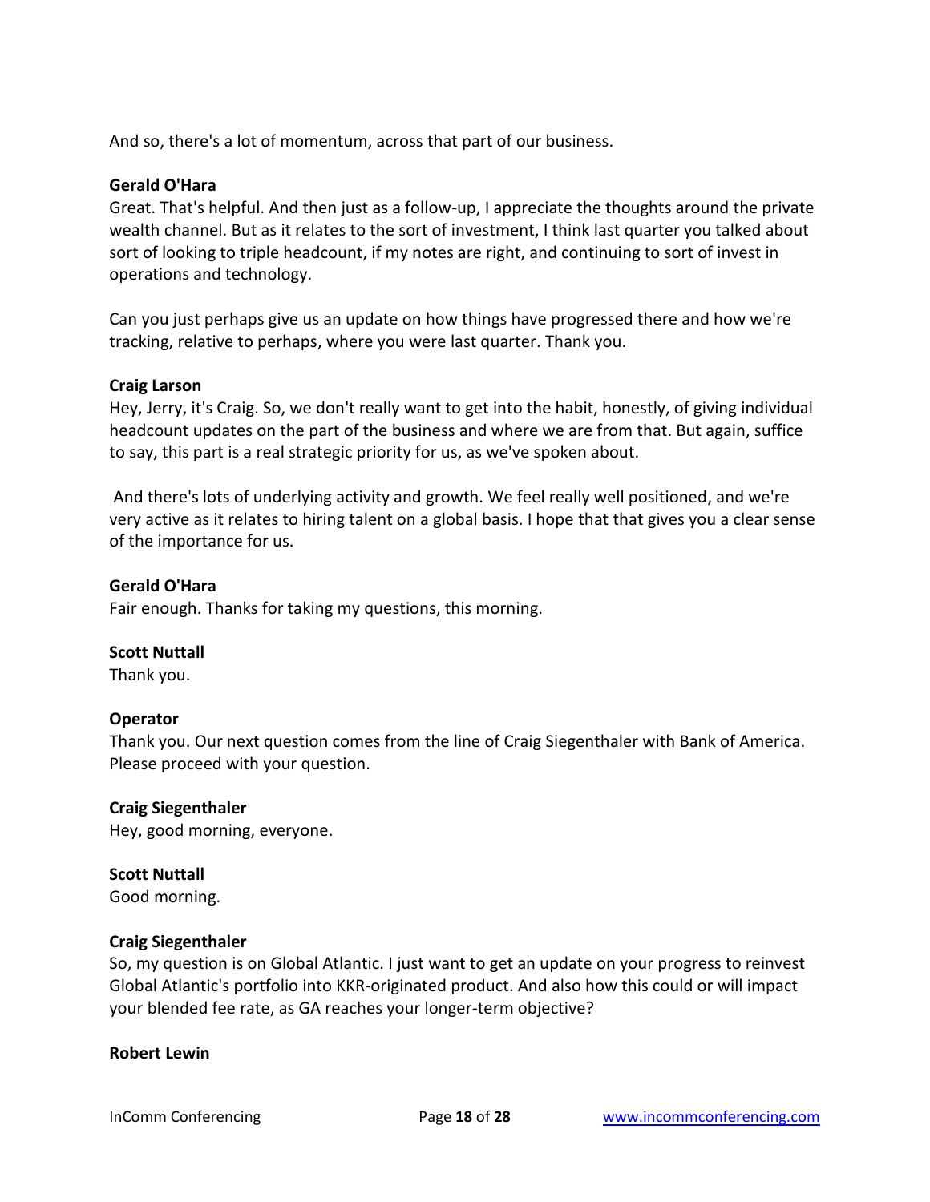And so, there's a lot of momentum, across that part of our business.

**Gerald O'Hara**
Great. That's helpful. And then just as a follow-up, I appreciate the thoughts around the private wealth channel. But as it relates to the sort of investment, I think last quarter you talked about sort of looking to triple headcount, if my notes are right, and continuing to sort of invest in operations and technology.

Can you just perhaps give us an update on how things have progressed there and how we're tracking, relative to perhaps, where you were last quarter. Thank you.

**Craig Larson**
Hey, Jerry, it's Craig. So, we don't really want to get into the habit, honestly, of giving individual headcount updates on the part of the business and where we are from that. But again, suffice to say, this part is a real strategic priority for us, as we've spoken about.

And there's lots of underlying activity and growth. We feel really well positioned, and we're very active as it relates to hiring talent on a global basis. I hope that that gives you a clear sense of the importance for us.

**Gerald O'Hara**
Fair enough. Thanks for taking my questions, this morning.

**Scott Nuttall**
Thank you.

**Operator**
Thank you. Our next question comes from the line of Craig Siegenthaler with Bank of America. Please proceed with your question.

**Craig Siegenthaler**
Hey, good morning, everyone.

**Scott Nuttall**
Good morning.

**Craig Siegenthaler**
So, my question is on Global Atlantic. I just want to get an update on your progress to reinvest Global Atlantic's portfolio into KKR-originated product. And also how this could or will impact your blended fee rate, as GA reaches your longer-term objective?

**Robert Lewin**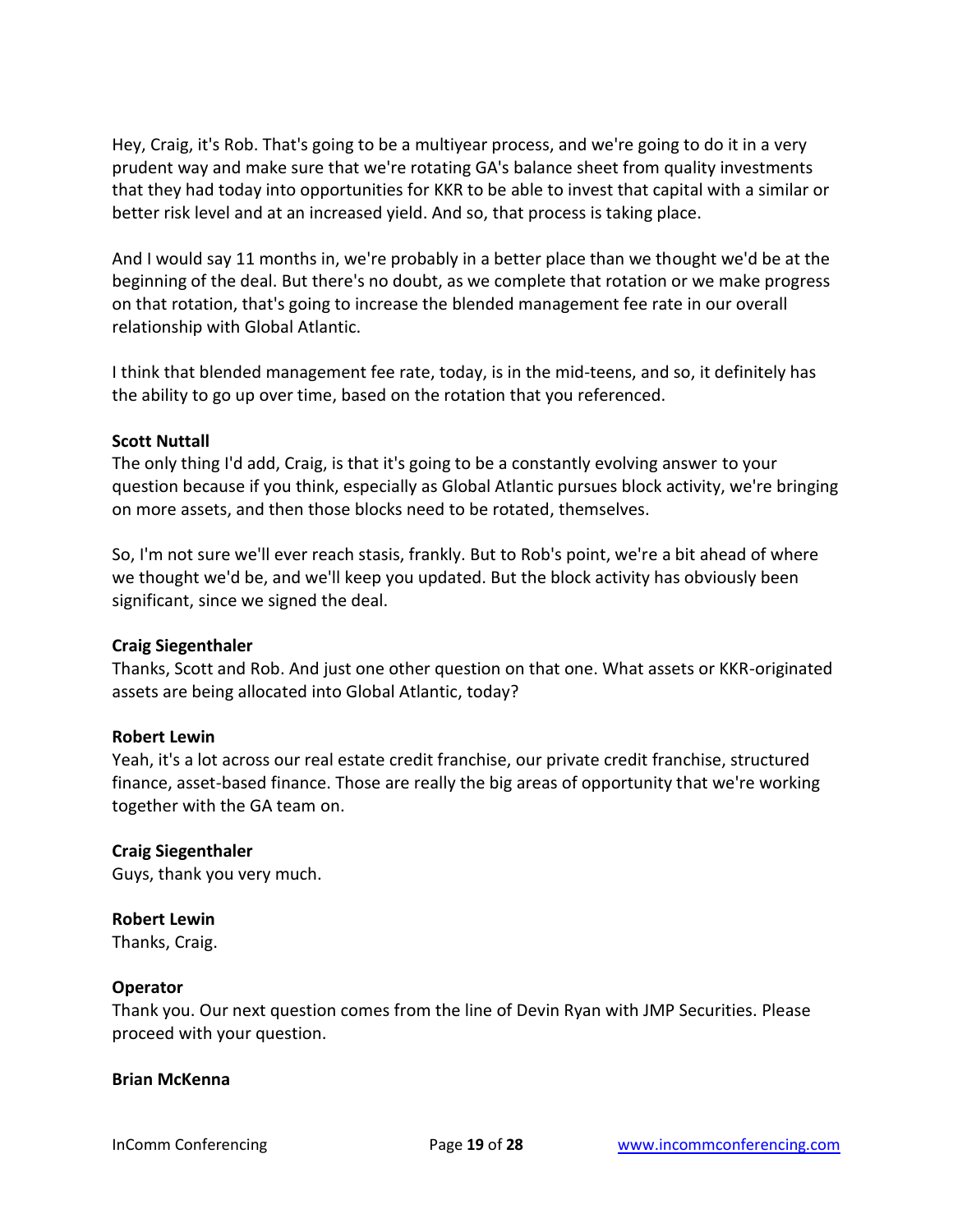Hey, Craig, it's Rob. That's going to be a multiyear process, and we're going to do it in a very prudent way and make sure that we're rotating GA's balance sheet from quality investments that they had today into opportunities for KKR to be able to invest that capital with a similar or better risk level and at an increased yield. And so, that process is taking place.

And I would say 11 months in, we're probably in a better place than we thought we'd be at the beginning of the deal. But there's no doubt, as we complete that rotation or we make progress on that rotation, that's going to increase the blended management fee rate in our overall relationship with Global Atlantic.

I think that blended management fee rate, today, is in the mid-teens, and so, it definitely has the ability to go up over time, based on the rotation that you referenced.

**Scott Nuttall**
The only thing I'd add, Craig, is that it's going to be a constantly evolving answer to your question because if you think, especially as Global Atlantic pursues block activity, we're bringing on more assets, and then those blocks need to be rotated, themselves.

So, I'm not sure we'll ever reach stasis, frankly. But to Rob's point, we're a bit ahead of where we thought we'd be, and we'll keep you updated. But the block activity has obviously been significant, since we signed the deal.

**Craig Siegenthaler**
Thanks, Scott and Rob. And just one other question on that one. What assets or KKR-originated assets are being allocated into Global Atlantic, today?

**Robert Lewin**
Yeah, it's a lot across our real estate credit franchise, our private credit franchise, structured finance, asset-based finance. Those are really the big areas of opportunity that we're working together with the GA team on.

**Craig Siegenthaler**
Guys, thank you very much.

**Robert Lewin**
Thanks, Craig.

**Operator**
Thank you. Our next question comes from the line of Devin Ryan with JMP Securities. Please proceed with your question.

**Brian McKenna**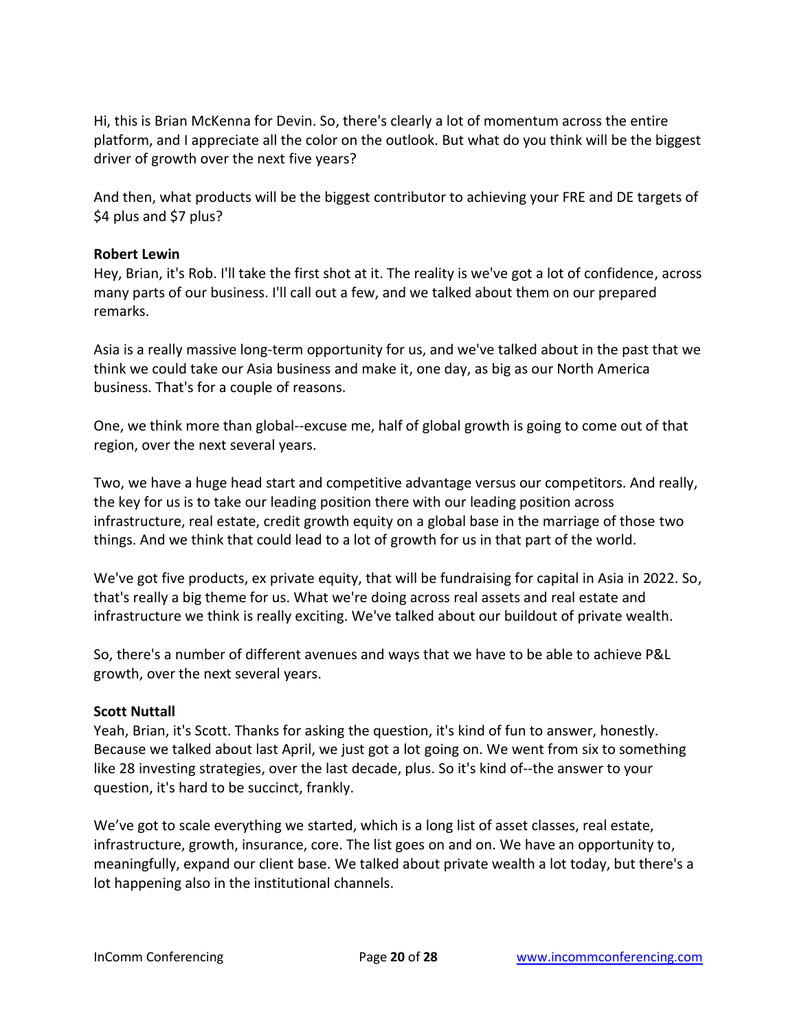Hi, this is Brian McKenna for Devin. So, there's clearly a lot of momentum across the entire platform, and I appreciate all the color on the outlook. But what do you think will be the biggest driver of growth over the next five years?

And then, what products will be the biggest contributor to achieving your FRE and DE targets of $4 plus and $7 plus?

**Robert Lewin**
Hey, Brian, it's Rob. I'll take the first shot at it. The reality is we've got a lot of confidence, across many parts of our business. I'll call out a few, and we talked about them on our prepared remarks.

Asia is a really massive long-term opportunity for us, and we've talked about in the past that we think we could take our Asia business and make it, one day, as big as our North America business. That's for a couple of reasons.

One, we think more than global--excuse me, half of global growth is going to come out of that region, over the next several years.

Two, we have a huge head start and competitive advantage versus our competitors. And really, the key for us is to take our leading position there with our leading position across infrastructure, real estate, credit growth equity on a global base in the marriage of those two things. And we think that could lead to a lot of growth for us in that part of the world.

We've got five products, ex private equity, that will be fundraising for capital in Asia in 2022. So, that's really a big theme for us. What we're doing across real assets and real estate and infrastructure we think is really exciting. We've talked about our buildout of private wealth.

So, there's a number of different avenues and ways that we have to be able to achieve P&L growth, over the next several years.

**Scott Nuttall**
Yeah, Brian, it's Scott. Thanks for asking the question, it's kind of fun to answer, honestly. Because we talked about last April, we just got a lot going on. We went from six to something like 28 investing strategies, over the last decade, plus. So it's kind of--the answer to your question, it's hard to be succinct, frankly.

We've got to scale everything we started, which is a long list of asset classes, real estate, infrastructure, growth, insurance, core. The list goes on and on. We have an opportunity to, meaningfully, expand our client base. We talked about private wealth a lot today, but there's a lot happening also in the institutional channels.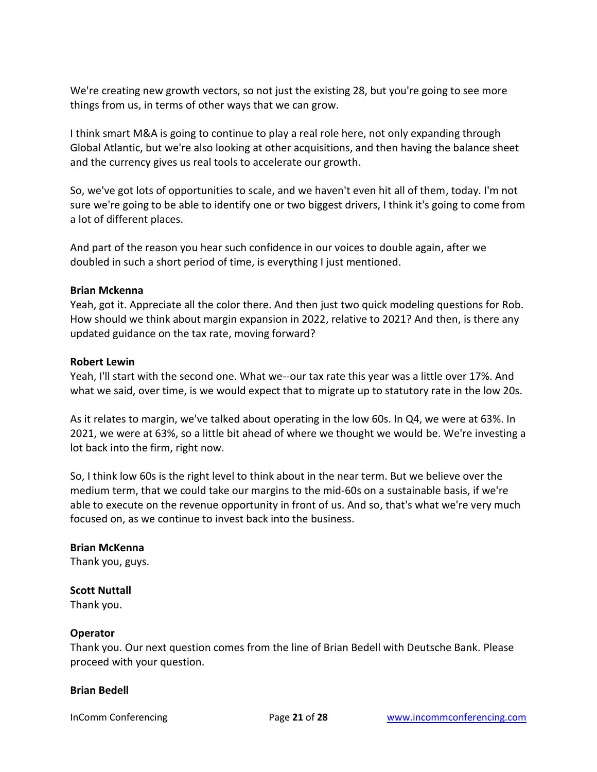We're creating new growth vectors, so not just the existing 28, but you're going to see more things from us, in terms of other ways that we can grow.

I think smart M&A is going to continue to play a real role here, not only expanding through Global Atlantic, but we're also looking at other acquisitions, and then having the balance sheet and the currency gives us real tools to accelerate our growth.

So, we've got lots of opportunities to scale, and we haven't even hit all of them, today. I'm not sure we're going to be able to identify one or two biggest drivers, I think it's going to come from a lot of different places.

And part of the reason you hear such confidence in our voices to double again, after we doubled in such a short period of time, is everything I just mentioned.

**Brian Mckenna**
Yeah, got it. Appreciate all the color there. And then just two quick modeling questions for Rob. How should we think about margin expansion in 2022, relative to 2021? And then, is there any updated guidance on the tax rate, moving forward?

**Robert Lewin**
Yeah, I'll start with the second one. What we--our tax rate this year was a little over 17%. And what we said, over time, is we would expect that to migrate up to statutory rate in the low 20s.

As it relates to margin, we've talked about operating in the low 60s. In Q4, we were at 63%. In 2021, we were at 63%, so a little bit ahead of where we thought we would be. We're investing a lot back into the firm, right now.

So, I think low 60s is the right level to think about in the near term. But we believe over the medium term, that we could take our margins to the mid-60s on a sustainable basis, if we're able to execute on the revenue opportunity in front of us. And so, that's what we're very much focused on, as we continue to invest back into the business.

**Brian McKenna**
Thank you, guys.

**Scott Nuttall**
Thank you.

**Operator**
Thank you. Our next question comes from the line of Brian Bedell with Deutsche Bank. Please proceed with your question.

**Brian Bedell**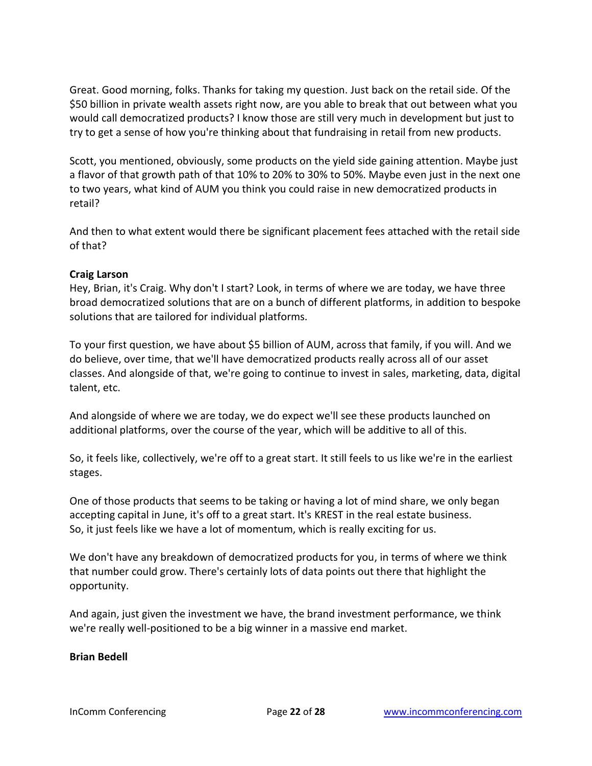Great. Good morning, folks. Thanks for taking my question. Just back on the retail side. Of the $50 billion in private wealth assets right now, are you able to break that out between what you would call democratized products? I know those are still very much in development but just to try to get a sense of how you're thinking about that fundraising in retail from new products.

Scott, you mentioned, obviously, some products on the yield side gaining attention. Maybe just a flavor of that growth path of that 10% to 20% to 30% to 50%. Maybe even just in the next one to two years, what kind of AUM you think you could raise in new democratized products in retail?

And then to what extent would there be significant placement fees attached with the retail side of that?

**Craig Larson**
Hey, Brian, it's Craig. Why don't I start? Look, in terms of where we are today, we have three broad democratized solutions that are on a bunch of different platforms, in addition to bespoke solutions that are tailored for individual platforms.

To your first question, we have about $5 billion of AUM, across that family, if you will. And we do believe, over time, that we'll have democratized products really across all of our asset classes. And alongside of that, we're going to continue to invest in sales, marketing, data, digital talent, etc.

And alongside of where we are today, we do expect we'll see these products launched on additional platforms, over the course of the year, which will be additive to all of this.

So, it feels like, collectively, we're off to a great start. It still feels to us like we're in the earliest stages.

One of those products that seems to be taking or having a lot of mind share, we only began accepting capital in June, it's off to a great start. It's KREST in the real estate business. So, it just feels like we have a lot of momentum, which is really exciting for us.

We don't have any breakdown of democratized products for you, in terms of where we think that number could grow. There's certainly lots of data points out there that highlight the opportunity.

And again, just given the investment we have, the brand investment performance, we think we're really well-positioned to be a big winner in a massive end market.

**Brian Bedell**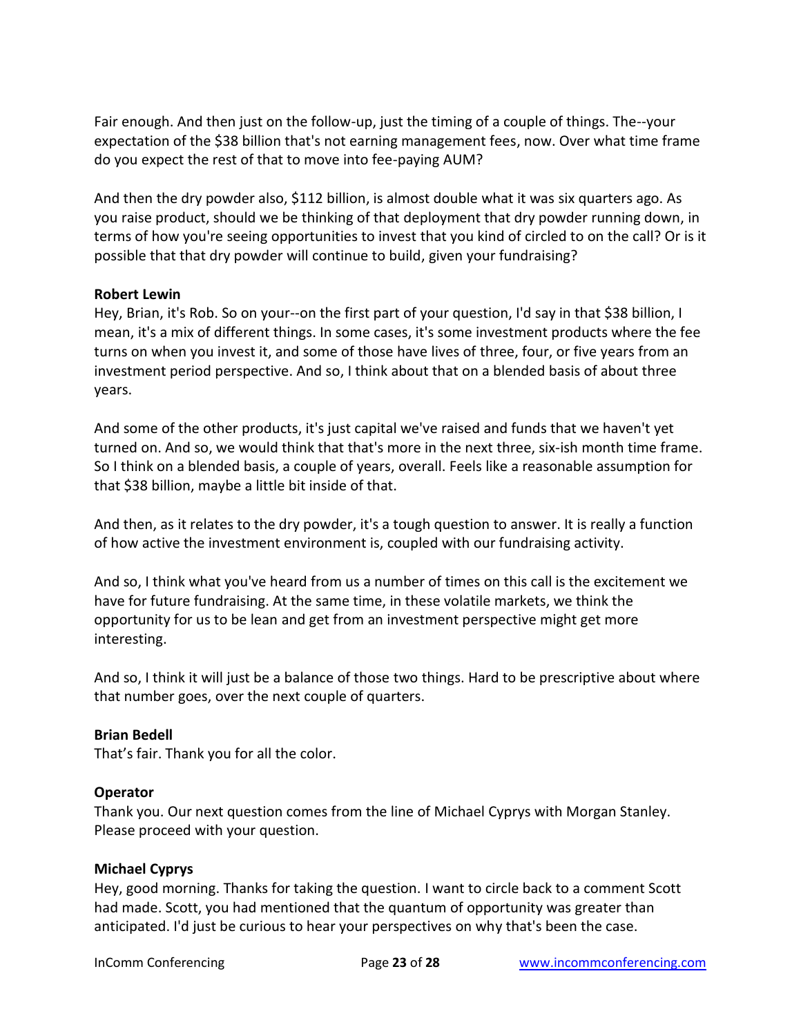Fair enough. And then just on the follow-up, just the timing of a couple of things. The--your expectation of the $38 billion that's not earning management fees, now. Over what time frame do you expect the rest of that to move into fee-paying AUM?

And then the dry powder also, $112 billion, is almost double what it was six quarters ago. As you raise product, should we be thinking of that deployment that dry powder running down, in terms of how you're seeing opportunities to invest that you kind of circled to on the call? Or is it possible that that dry powder will continue to build, given your fundraising?

**Robert Lewin**
Hey, Brian, it's Rob. So on your--on the first part of your question, I'd say in that $38 billion, I mean, it's a mix of different things. In some cases, it's some investment products where the fee turns on when you invest it, and some of those have lives of three, four, or five years from an investment period perspective. And so, I think about that on a blended basis of about three years.

And some of the other products, it's just capital we've raised and funds that we haven't yet turned on. And so, we would think that that's more in the next three, six-ish month time frame. So I think on a blended basis, a couple of years, overall. Feels like a reasonable assumption for that $38 billion, maybe a little bit inside of that.

And then, as it relates to the dry powder, it's a tough question to answer. It is really a function of how active the investment environment is, coupled with our fundraising activity.

And so, I think what you've heard from us a number of times on this call is the excitement we have for future fundraising. At the same time, in these volatile markets, we think the opportunity for us to be lean and get from an investment perspective might get more interesting.

And so, I think it will just be a balance of those two things. Hard to be prescriptive about where that number goes, over the next couple of quarters.

**Brian Bedell**
That's fair. Thank you for all the color.

**Operator**
Thank you. Our next question comes from the line of Michael Cyprys with Morgan Stanley. Please proceed with your question.

**Michael Cyprys**
Hey, good morning. Thanks for taking the question. I want to circle back to a comment Scott had made. Scott, you had mentioned that the quantum of opportunity was greater than anticipated. I'd just be curious to hear your perspectives on why that's been the case.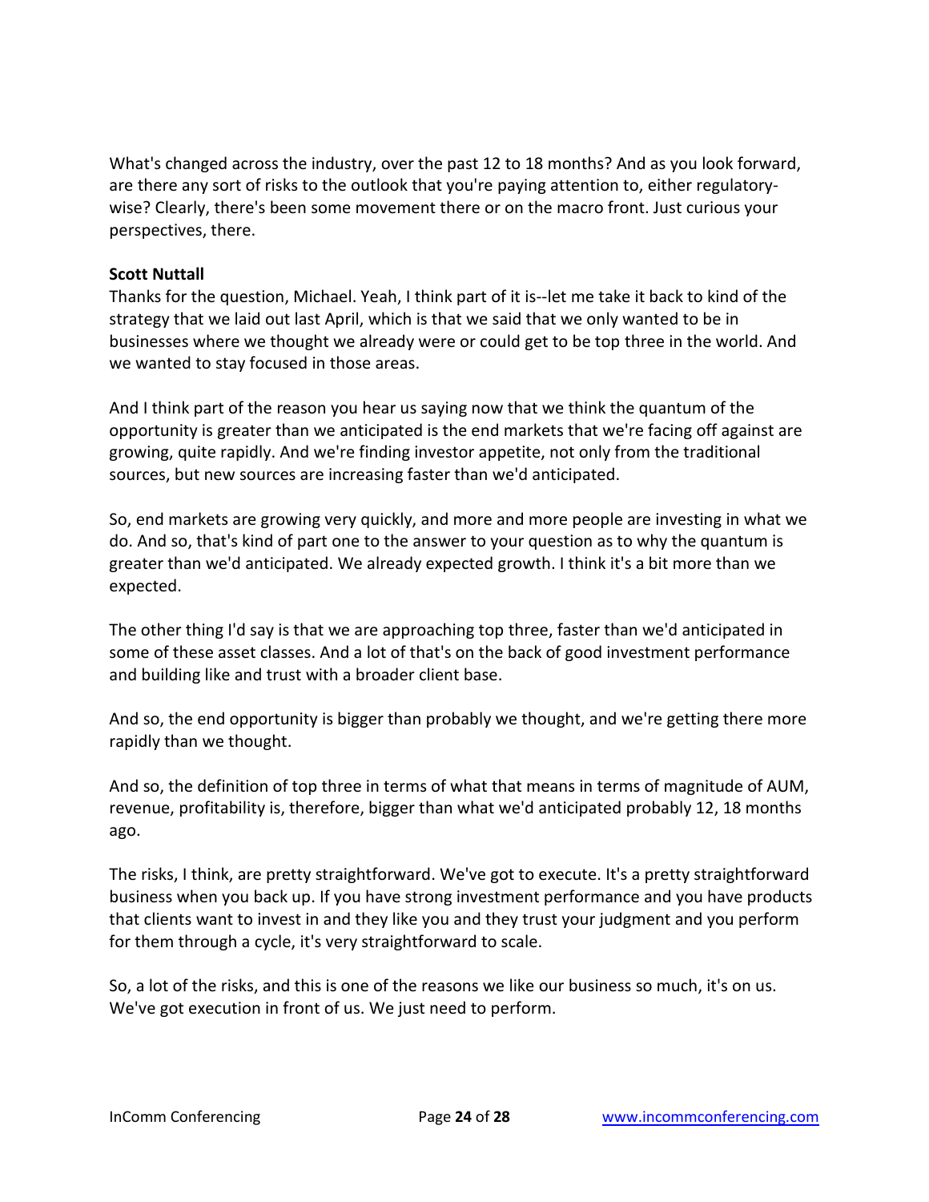What's changed across the industry, over the past 12 to 18 months? And as you look forward, are there any sort of risks to the outlook that you're paying attention to, either regulatory-wise? Clearly, there's been some movement there or on the macro front. Just curious your perspectives, there.

**Scott Nuttall**
Thanks for the question, Michael. Yeah, I think part of it is--let me take it back to kind of the strategy that we laid out last April, which is that we said that we only wanted to be in businesses where we thought we already were or could get to be top three in the world. And we wanted to stay focused in those areas.

And I think part of the reason you hear us saying now that we think the quantum of the opportunity is greater than we anticipated is the end markets that we're facing off against are growing, quite rapidly. And we're finding investor appetite, not only from the traditional sources, but new sources are increasing faster than we'd anticipated.

So, end markets are growing very quickly, and more and more people are investing in what we do. And so, that's kind of part one to the answer to your question as to why the quantum is greater than we'd anticipated. We already expected growth. I think it's a bit more than we expected.

The other thing I'd say is that we are approaching top three, faster than we'd anticipated in some of these asset classes. And a lot of that's on the back of good investment performance and building like and trust with a broader client base.

And so, the end opportunity is bigger than probably we thought, and we're getting there more rapidly than we thought.

And so, the definition of top three in terms of what that means in terms of magnitude of AUM, revenue, profitability is, therefore, bigger than what we'd anticipated probably 12, 18 months ago.

The risks, I think, are pretty straightforward. We've got to execute. It's a pretty straightforward business when you back up. If you have strong investment performance and you have products that clients want to invest in and they like you and they trust your judgment and you perform for them through a cycle, it's very straightforward to scale.

So, a lot of the risks, and this is one of the reasons we like our business so much, it's on us. We've got execution in front of us. We just need to perform.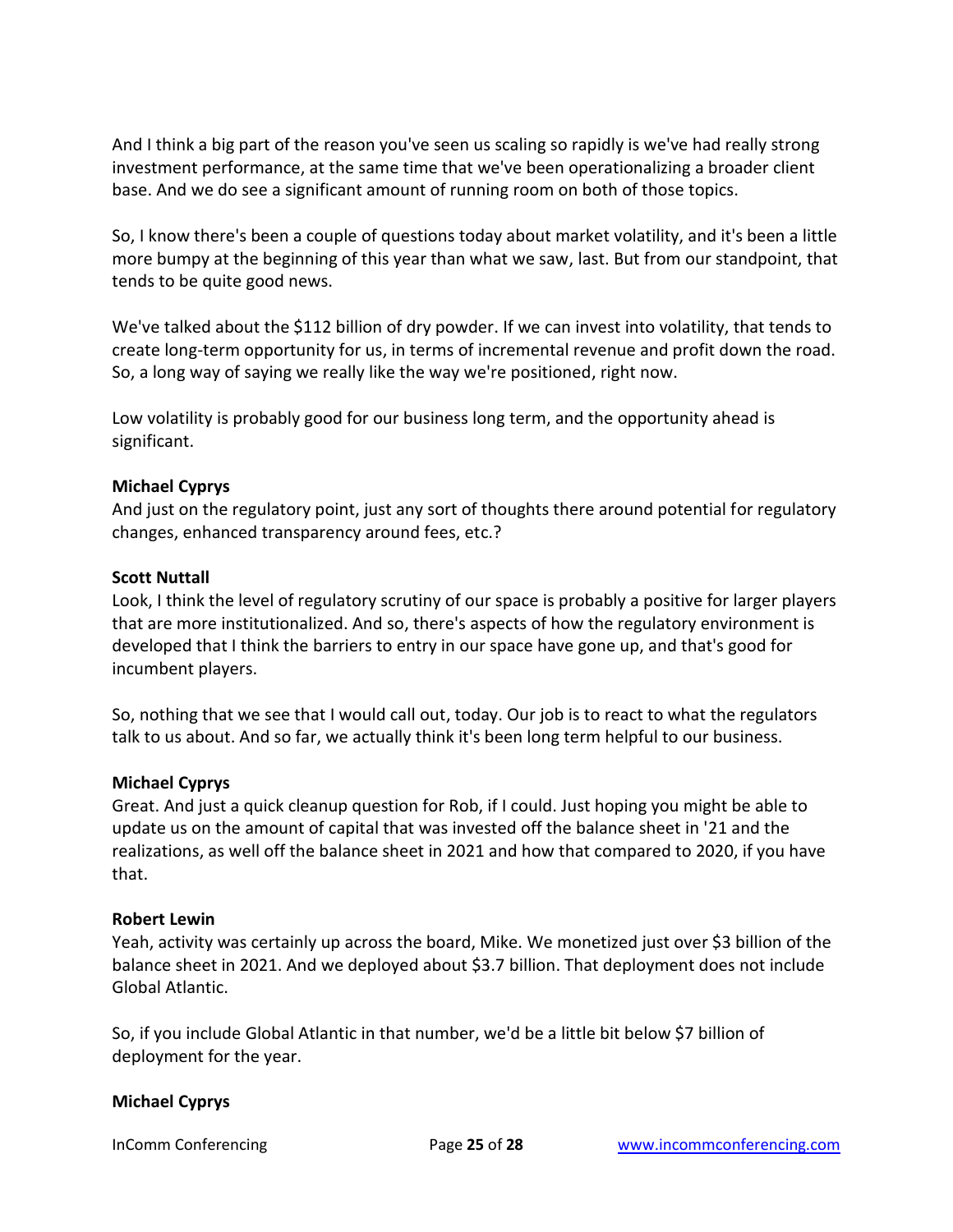And I think a big part of the reason you've seen us scaling so rapidly is we've had really strong investment performance, at the same time that we've been operationalizing a broader client base. And we do see a significant amount of running room on both of those topics.

So, I know there's been a couple of questions today about market volatility, and it's been a little more bumpy at the beginning of this year than what we saw, last. But from our standpoint, that tends to be quite good news.

We've talked about the $112 billion of dry powder. If we can invest into volatility, that tends to create long-term opportunity for us, in terms of incremental revenue and profit down the road. So, a long way of saying we really like the way we're positioned, right now.

Low volatility is probably good for our business long term, and the opportunity ahead is significant.

**Michael Cyprys**
And just on the regulatory point, just any sort of thoughts there around potential for regulatory changes, enhanced transparency around fees, etc.?

**Scott Nuttall**
Look, I think the level of regulatory scrutiny of our space is probably a positive for larger players that are more institutionalized. And so, there's aspects of how the regulatory environment is developed that I think the barriers to entry in our space have gone up, and that's good for incumbent players.

So, nothing that we see that I would call out, today. Our job is to react to what the regulators talk to us about. And so far, we actually think it's been long term helpful to our business.

**Michael Cyprys**
Great. And just a quick cleanup question for Rob, if I could. Just hoping you might be able to update us on the amount of capital that was invested off the balance sheet in '21 and the realizations, as well off the balance sheet in 2021 and how that compared to 2020, if you have that.

**Robert Lewin**
Yeah, activity was certainly up across the board, Mike. We monetized just over $3 billion of the balance sheet in 2021. And we deployed about $3.7 billion. That deployment does not include Global Atlantic.

So, if you include Global Atlantic in that number, we'd be a little bit below $7 billion of deployment for the year.

**Michael Cyprys**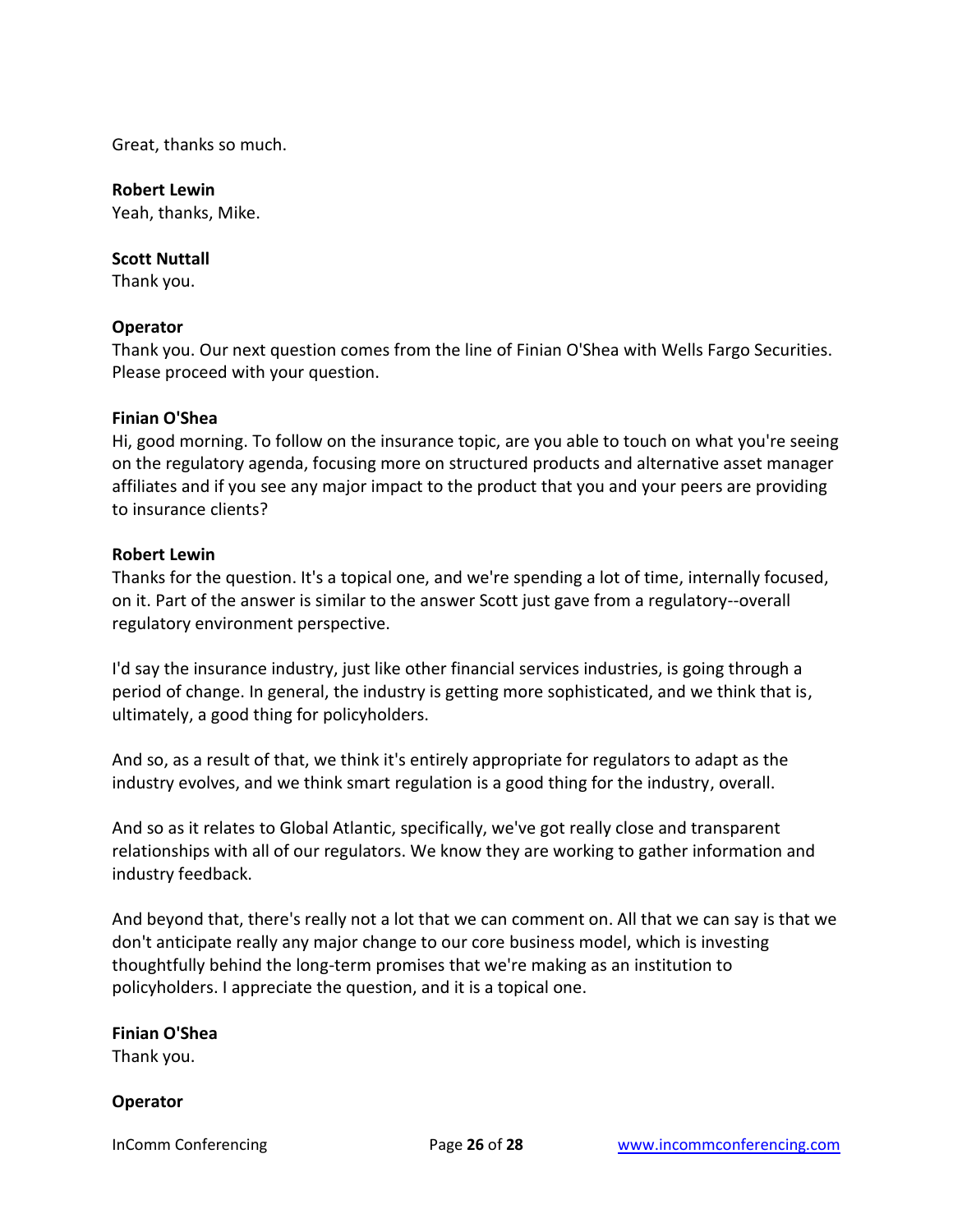Great, thanks so much.

**Robert Lewin**
Yeah, thanks, Mike.

**Scott Nuttall**
Thank you.

**Operator**
Thank you. Our next question comes from the line of Finian O'Shea with Wells Fargo Securities. Please proceed with your question.

**Finian O'Shea**
Hi, good morning. To follow on the insurance topic, are you able to touch on what you're seeing on the regulatory agenda, focusing more on structured products and alternative asset manager affiliates and if you see any major impact to the product that you and your peers are providing to insurance clients?

**Robert Lewin**
Thanks for the question. It's a topical one, and we're spending a lot of time, internally focused, on it. Part of the answer is similar to the answer Scott just gave from a regulatory--overall regulatory environment perspective.

I'd say the insurance industry, just like other financial services industries, is going through a period of change. In general, the industry is getting more sophisticated, and we think that is, ultimately, a good thing for policyholders.

And so, as a result of that, we think it's entirely appropriate for regulators to adapt as the industry evolves, and we think smart regulation is a good thing for the industry, overall.

And so as it relates to Global Atlantic, specifically, we've got really close and transparent relationships with all of our regulators. We know they are working to gather information and industry feedback.

And beyond that, there's really not a lot that we can comment on. All that we can say is that we don't anticipate really any major change to our core business model, which is investing thoughtfully behind the long-term promises that we're making as an institution to policyholders. I appreciate the question, and it is a topical one.

**Finian O'Shea**
Thank you.

**Operator**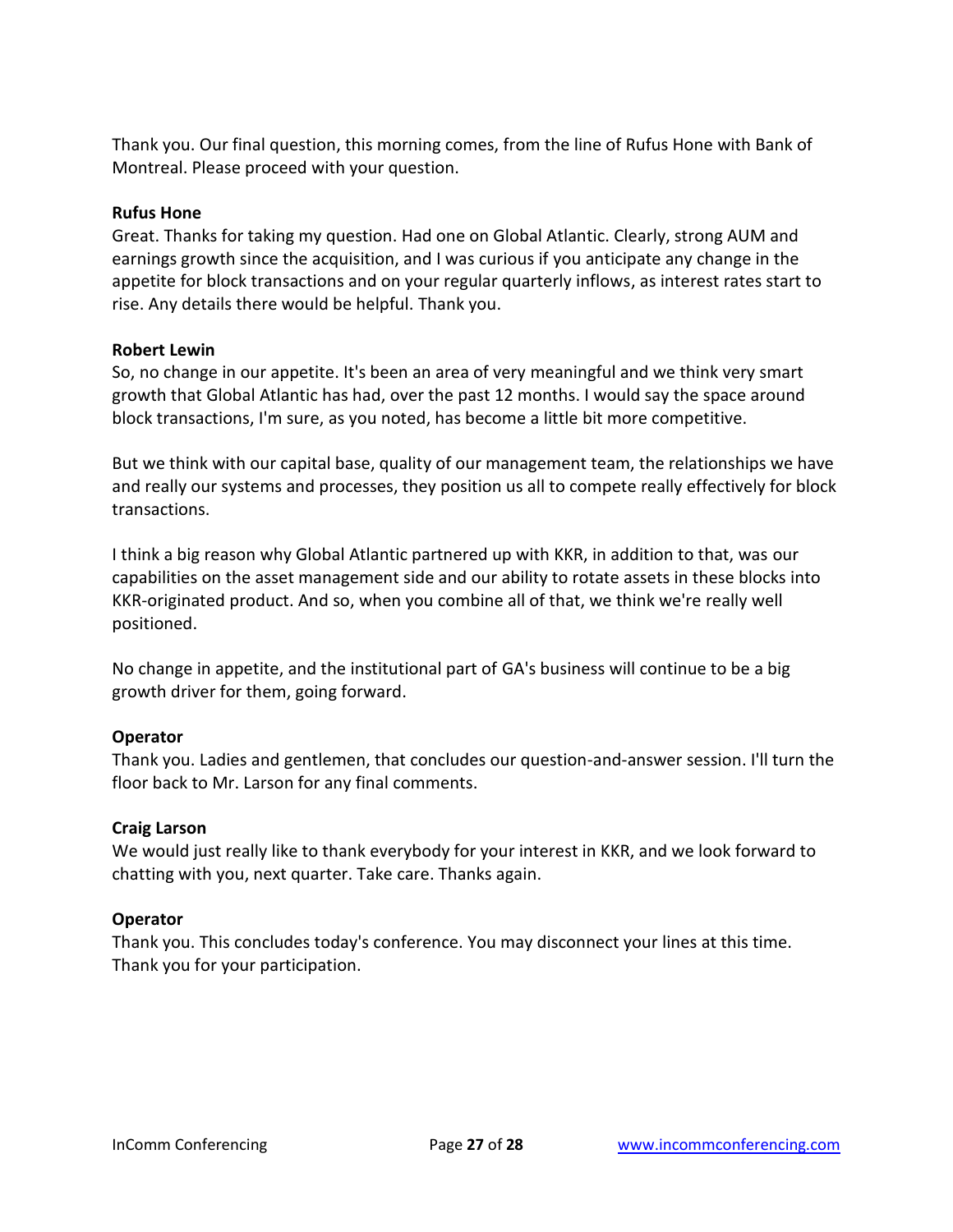Thank you. Our final question, this morning comes, from the line of Rufus Hone with Bank of Montreal. Please proceed with your question.

**Rufus Hone**
Great. Thanks for taking my question. Had one on Global Atlantic. Clearly, strong AUM and earnings growth since the acquisition, and I was curious if you anticipate any change in the appetite for block transactions and on your regular quarterly inflows, as interest rates start to rise. Any details there would be helpful. Thank you.

**Robert Lewin**
So, no change in our appetite. It's been an area of very meaningful and we think very smart growth that Global Atlantic has had, over the past 12 months. I would say the space around block transactions, I'm sure, as you noted, has become a little bit more competitive.

But we think with our capital base, quality of our management team, the relationships we have and really our systems and processes, they position us all to compete really effectively for block transactions.

I think a big reason why Global Atlantic partnered up with KKR, in addition to that, was our capabilities on the asset management side and our ability to rotate assets in these blocks into KKR-originated product. And so, when you combine all of that, we think we're really well positioned.

No change in appetite, and the institutional part of GA's business will continue to be a big growth driver for them, going forward.

**Operator**
Thank you. Ladies and gentlemen, that concludes our question-and-answer session. I'll turn the floor back to Mr. Larson for any final comments.

**Craig Larson**
We would just really like to thank everybody for your interest in KKR, and we look forward to chatting with you, next quarter. Take care. Thanks again.

**Operator**
Thank you. This concludes today's conference. You may disconnect your lines at this time. Thank you for your participation.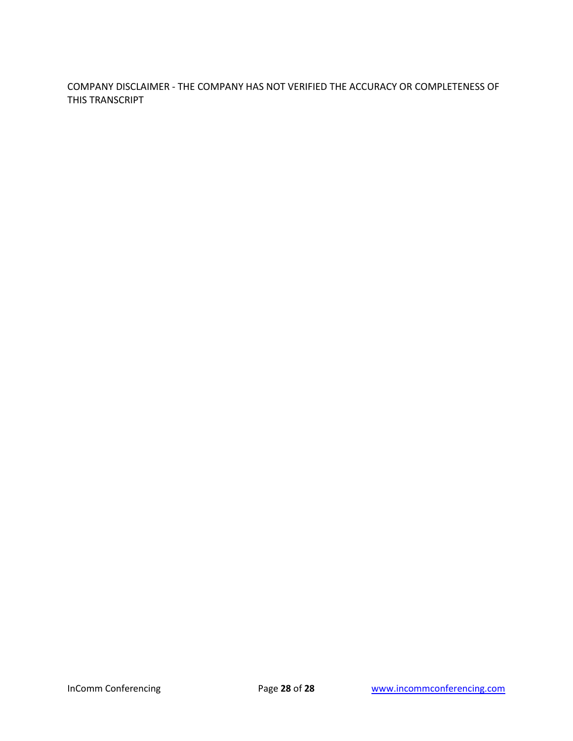COMPANY DISCLAIMER - THE COMPANY HAS NOT VERIFIED THE ACCURACY OR COMPLETENESS OF THIS TRANSCRIPT